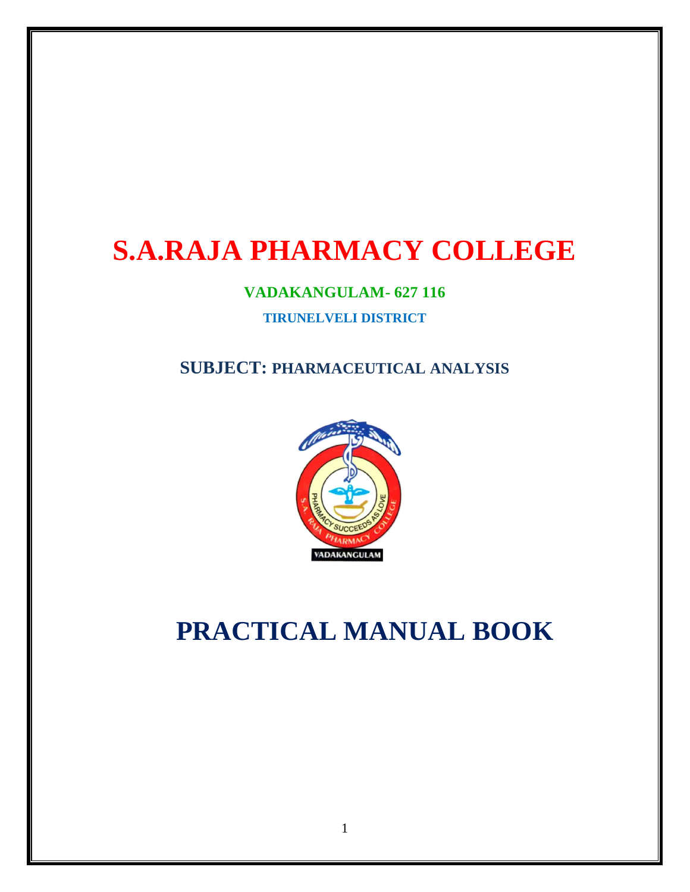# S.A.RAJA PHARMACY COLLEGE

**VADAKANGULAM- 627 116**

**TIRUNELVELI DISTRICT**

**SUBJECT: PHARMACEUTICAL ANALYSIS**

# PRACTICAL MANUAL BOOK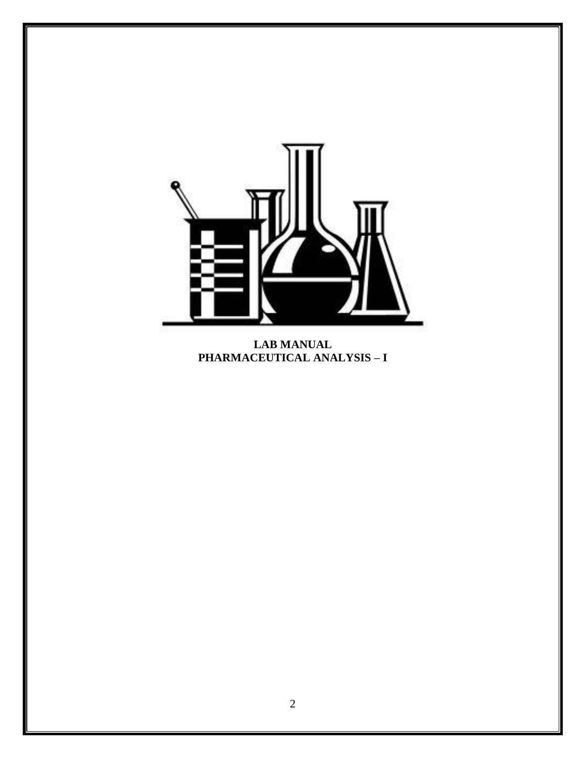**LAB MANUAL**
**PHARMACEUTICAL ANALYSIS – I**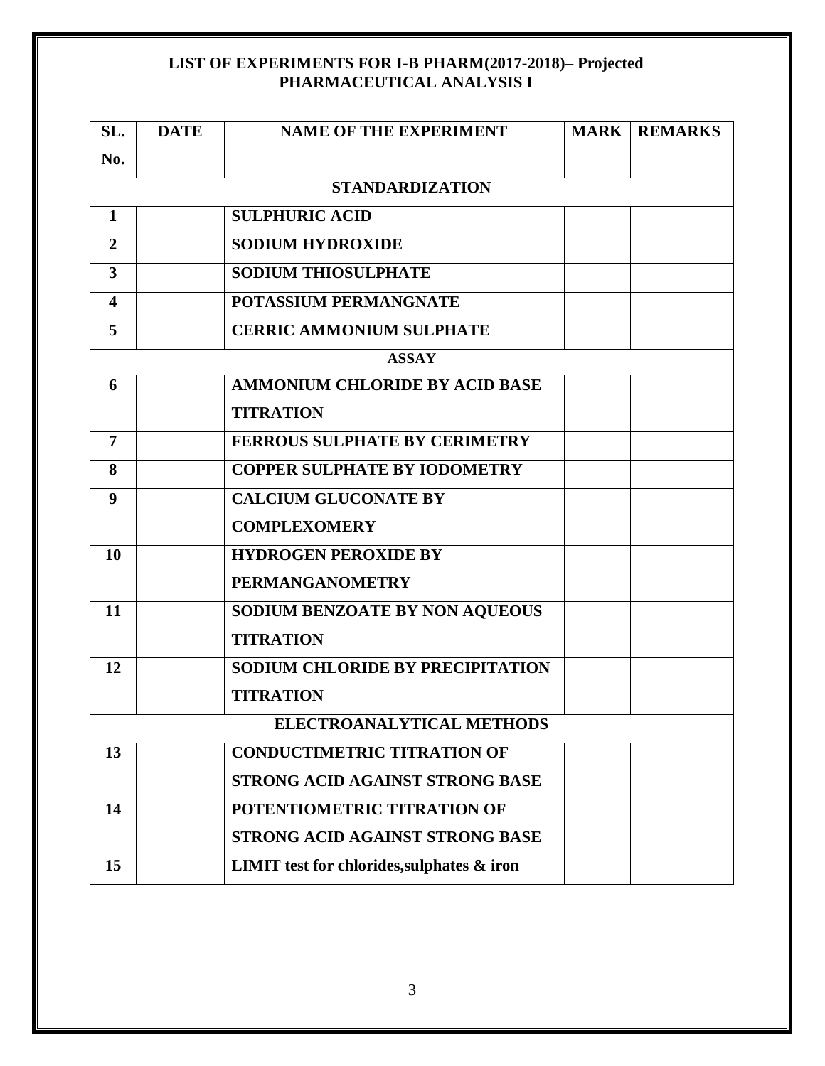**LIST OF EXPERIMENTS FOR I-B PHARM(2017-2018)– Projected**
**PHARMACEUTICAL ANALYSIS I**

| SL. No. | DATE | NAME OF THE EXPERIMENT | MARK | REMARKS |
|---|---|---|---|---|
| | | **STANDARDIZATION** | | |
| 1 | | SULPHURIC ACID | | |
| 2 | | SODIUM HYDROXIDE | | |
| 3 | | SODIUM THIOSULPHATE | | |
| 4 | | POTASSIUM PERMANGNATE | | |
| 5 | | CERRIC AMMONIUM SULPHATE | | |
| | | **ASSAY** | | |
| 6 | | AMMONIUM CHLORIDE BY ACID BASE TITRATION | | |
| 7 | | FERROUS SULPHATE BY CERIMETRY | | |
| 8 | | COPPER SULPHATE BY IODOMETRY | | |
| 9 | | CALCIUM GLUCONATE BY COMPLEXOMERY | | |
| 10 | | HYDROGEN PEROXIDE BY PERMANGANOMETRY | | |
| 11 | | SODIUM BENZOATE BY NON AQUEOUS TITRATION | | |
| 12 | | SODIUM CHLORIDE BY PRECIPITATION TITRATION | | |
| | | **ELECTROANALYTICAL METHODS** | | |
| 13 | | CONDUCTIMETRIC TITRATION OF STRONG ACID AGAINST STRONG BASE | | |
| 14 | | POTENTIOMETRIC TITRATION OF STRONG ACID AGAINST STRONG BASE | | |
| 15 | | LIMIT test for chlorides,sulphates & iron | | |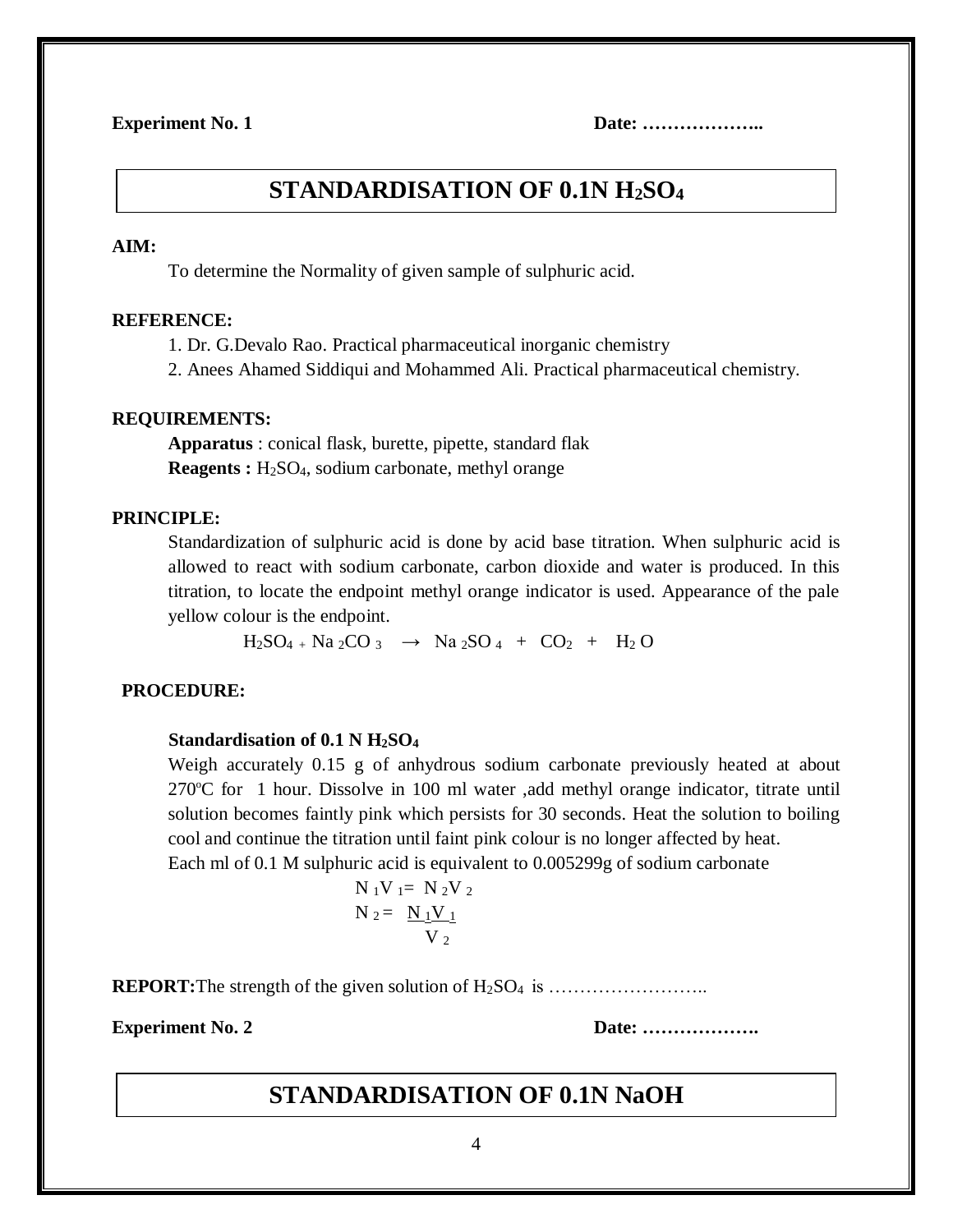**Experiment No. 1** **Date: ………………..**

# STANDARDISATION OF 0.1N $H_2SO_4$

**AIM:**

To determine the Normality of given sample of sulphuric acid.

**REFERENCE:**

1. Dr. G.Devalo Rao. Practical pharmaceutical inorganic chemistry
2. Anees Ahamed Siddiqui and Mohammed Ali. Practical pharmaceutical chemistry.

**REQUIREMENTS:**

**Apparatus** : conical flask, burette, pipette, standard flak

**Reagents :** $H_2SO_4$, sodium carbonate, methyl orange

**PRINCIPLE:**

Standardization of sulphuric acid is done by acid base titration. When sulphuric acid is allowed to react with sodium carbonate, carbon dioxide and water is produced. In this titration, to locate the endpoint methyl orange indicator is used. Appearance of the pale yellow colour is the endpoint.

$$H_2SO_4 + Na_2CO_3 \rightarrow Na_2SO_4 + CO_2 + H_2O$$

**PROCEDURE:**

**Standardisation of 0.1 N $H_2SO_4$**

Weigh accurately 0.15 g of anhydrous sodium carbonate previously heated at about 270ºC for 1 hour. Dissolve in 100 ml water ,add methyl orange indicator, titrate until solution becomes faintly pink which persists for 30 seconds. Heat the solution to boiling cool and continue the titration until faint pink colour is no longer affected by heat.

Each ml of 0.1 M sulphuric acid is equivalent to 0.005299g of sodium carbonate

$$N_1V_1 = N_2V_2$$

$$N_2 = \frac{N_1V_1}{V_2}$$

**REPORT:** The strength of the given solution of $H_2SO_4$ is ……………………..

**Experiment No. 2** **Date: ……………….**

# STANDARDISATION OF 0.1N NaOH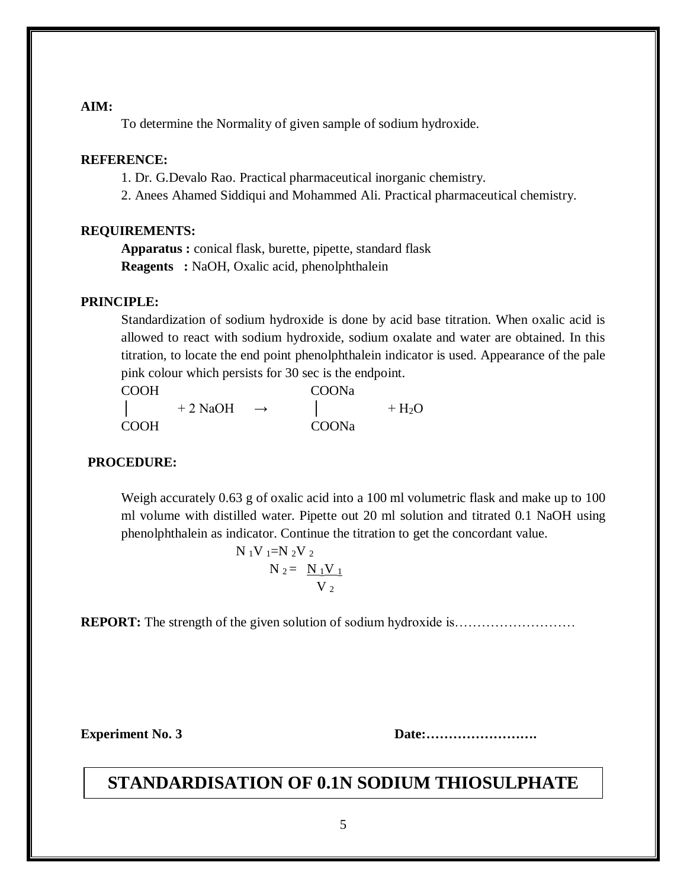**AIM:**

To determine the Normality of given sample of sodium hydroxide.

**REFERENCE:**

1. Dr. G.Devalo Rao. Practical pharmaceutical inorganic chemistry.
2. Anees Ahamed Siddiqui and Mohammed Ali. Practical pharmaceutical chemistry.

**REQUIREMENTS:**

**Apparatus :** conical flask, burette, pipette, standard flask

**Reagents :** NaOH, Oxalic acid, phenolphthalein

**PRINCIPLE:**

Standardization of sodium hydroxide is done by acid base titration. When oxalic acid is allowed to react with sodium hydroxide, sodium oxalate and water are obtained. In this titration, to locate the end point phenolphthalein indicator is used. Appearance of the pale pink colour which persists for 30 sec is the endpoint.

```
COOH                      COONa
 |      + 2 NaOH   →        |        + H2O
COOH                      COONa
```

**PROCEDURE:**

Weigh accurately 0.63 g of oxalic acid into a 100 ml volumetric flask and make up to 100 ml volume with distilled water. Pipette out 20 ml solution and titrated 0.1 NaOH using phenolphthalein as indicator. Continue the titration to get the concordant value.

$$N_1V_1 = N_2V_2$$

$$N_2 = \frac{N_1V_1}{V_2}$$

**REPORT:** The strength of the given solution of sodium hydroxide is………………………

**Experiment No. 3** **Date:…………………….**

# STANDARDISATION OF 0.1N SODIUM THIOSULPHATE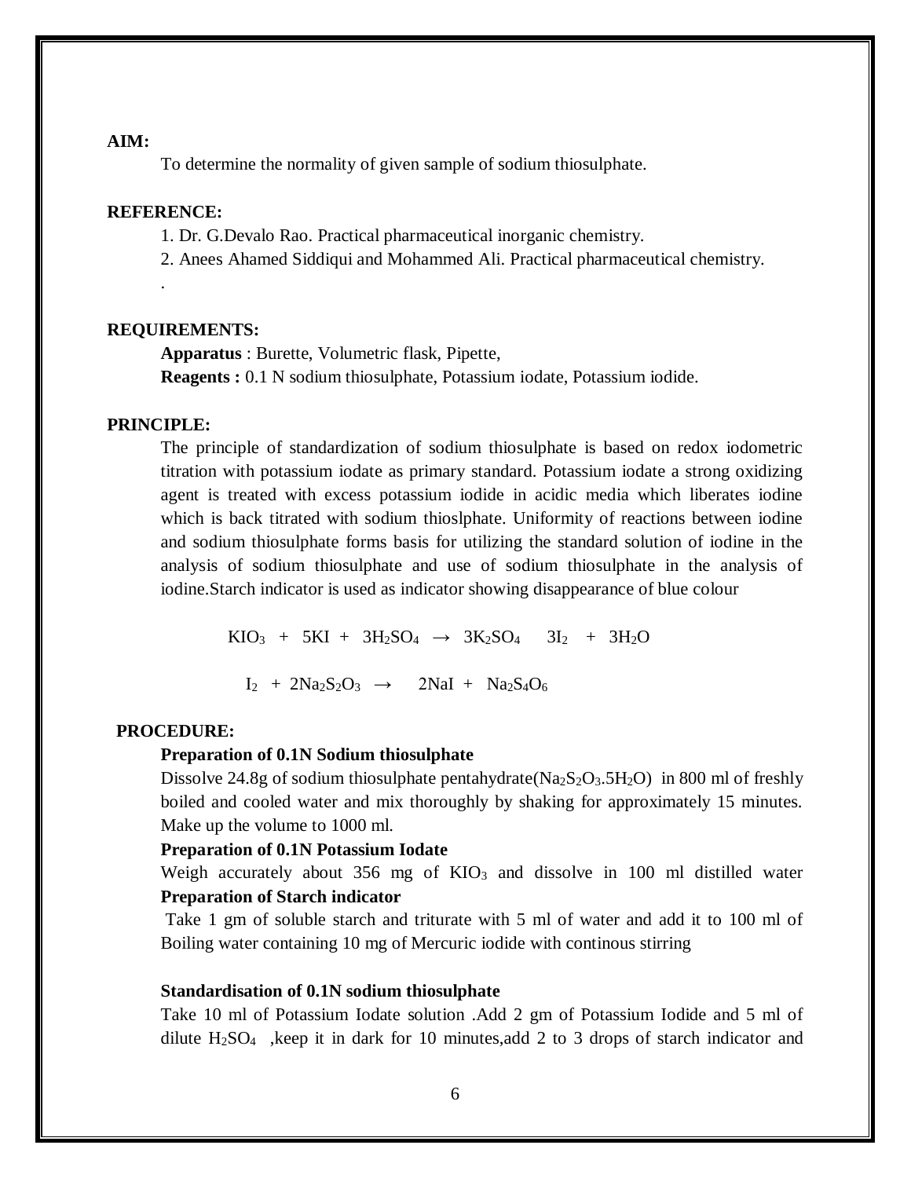**AIM:**

To determine the normality of given sample of sodium thiosulphate.

**REFERENCE:**

1. Dr. G.Devalo Rao. Practical pharmaceutical inorganic chemistry.
2. Anees Ahamed Siddiqui and Mohammed Ali. Practical pharmaceutical chemistry.

.

**REQUIREMENTS:**

**Apparatus** : Burette, Volumetric flask, Pipette,

**Reagents :** 0.1 N sodium thiosulphate, Potassium iodate, Potassium iodide.

**PRINCIPLE:**

The principle of standardization of sodium thiosulphate is based on redox iodometric titration with potassium iodate as primary standard. Potassium iodate a strong oxidizing agent is treated with excess potassium iodide in acidic media which liberates iodine which is back titrated with sodium thioslphate. Uniformity of reactions between iodine and sodium thiosulphate forms basis for utilizing the standard solution of iodine in the analysis of sodium thiosulphate and use of sodium thiosulphate in the analysis of iodine.Starch indicator is used as indicator showing disappearance of blue colour

$$KIO_3 + 5KI + 3H_2SO_4 \rightarrow 3K_2SO_4 \quad 3I_2 + 3H_2O$$

$$I_2 + 2Na_2S_2O_3 \rightarrow 2NaI + Na_2S_4O_6$$

**PROCEDURE:**

**Preparation of 0.1N Sodium thiosulphate**

Dissolve 24.8g of sodium thiosulphate pentahydrate($Na_2S_2O_3.5H_2O$) in 800 ml of freshly boiled and cooled water and mix thoroughly by shaking for approximately 15 minutes. Make up the volume to 1000 ml.

**Preparation of 0.1N Potassium Iodate**

Weigh accurately about 356 mg of $KIO_3$ and dissolve in 100 ml distilled water

**Preparation of Starch indicator**

Take 1 gm of soluble starch and triturate with 5 ml of water and add it to 100 ml of Boiling water containing 10 mg of Mercuric iodide with continous stirring

**Standardisation of 0.1N sodium thiosulphate**

Take 10 ml of Potassium Iodate solution .Add 2 gm of Potassium Iodide and 5 ml of dilute $H_2SO_4$ ,keep it in dark for 10 minutes,add 2 to 3 drops of starch indicator and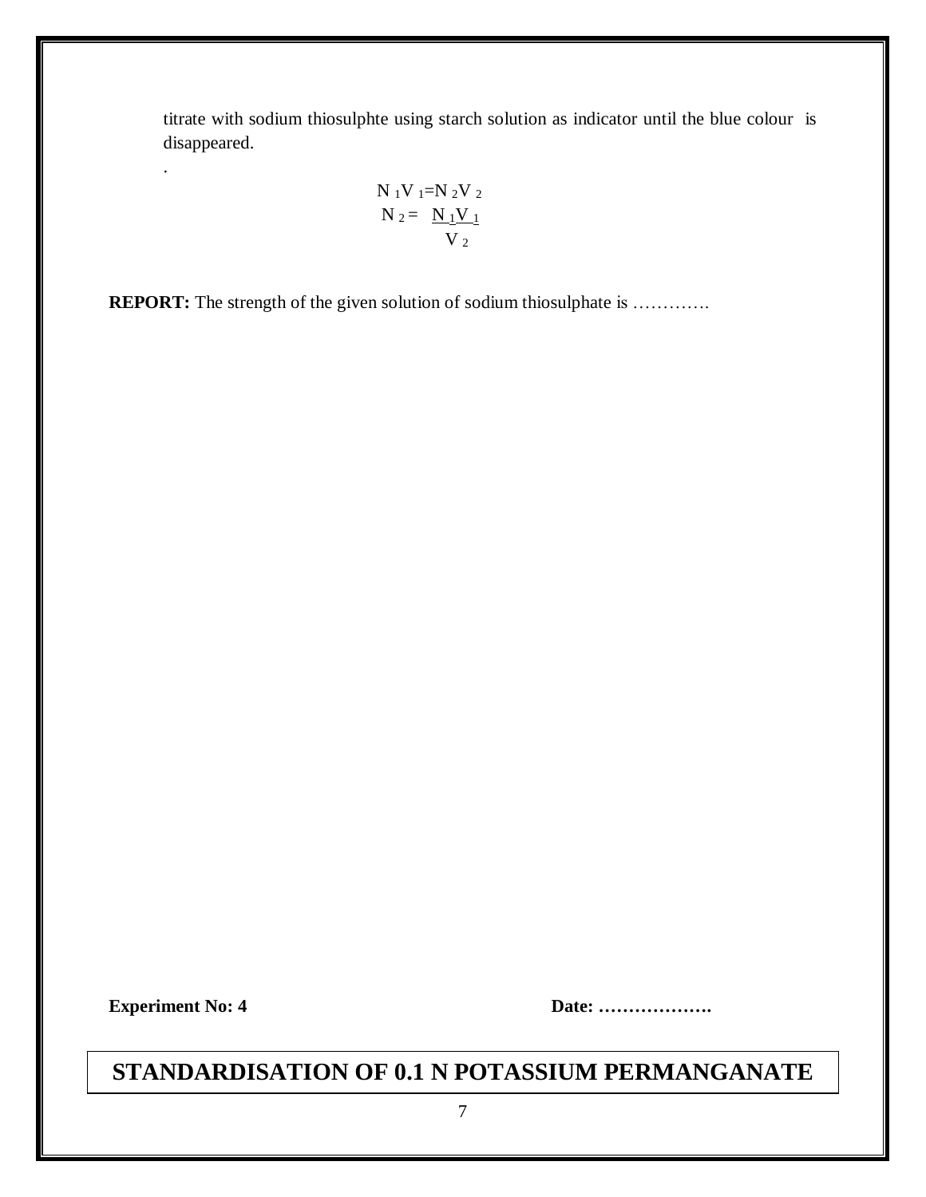titrate with sodium thiosulphte using starch solution as indicator until the blue colour is disappeared.

.

$$N_1V_1 = N_2V_2$$

$$N_2 = \frac{N_1V_1}{V_2}$$

**REPORT:** The strength of the given solution of sodium thiosulphate is ………….

**Experiment No: 4** **Date: ……………….**

## STANDARDISATION OF 0.1 N POTASSIUM PERMANGANATE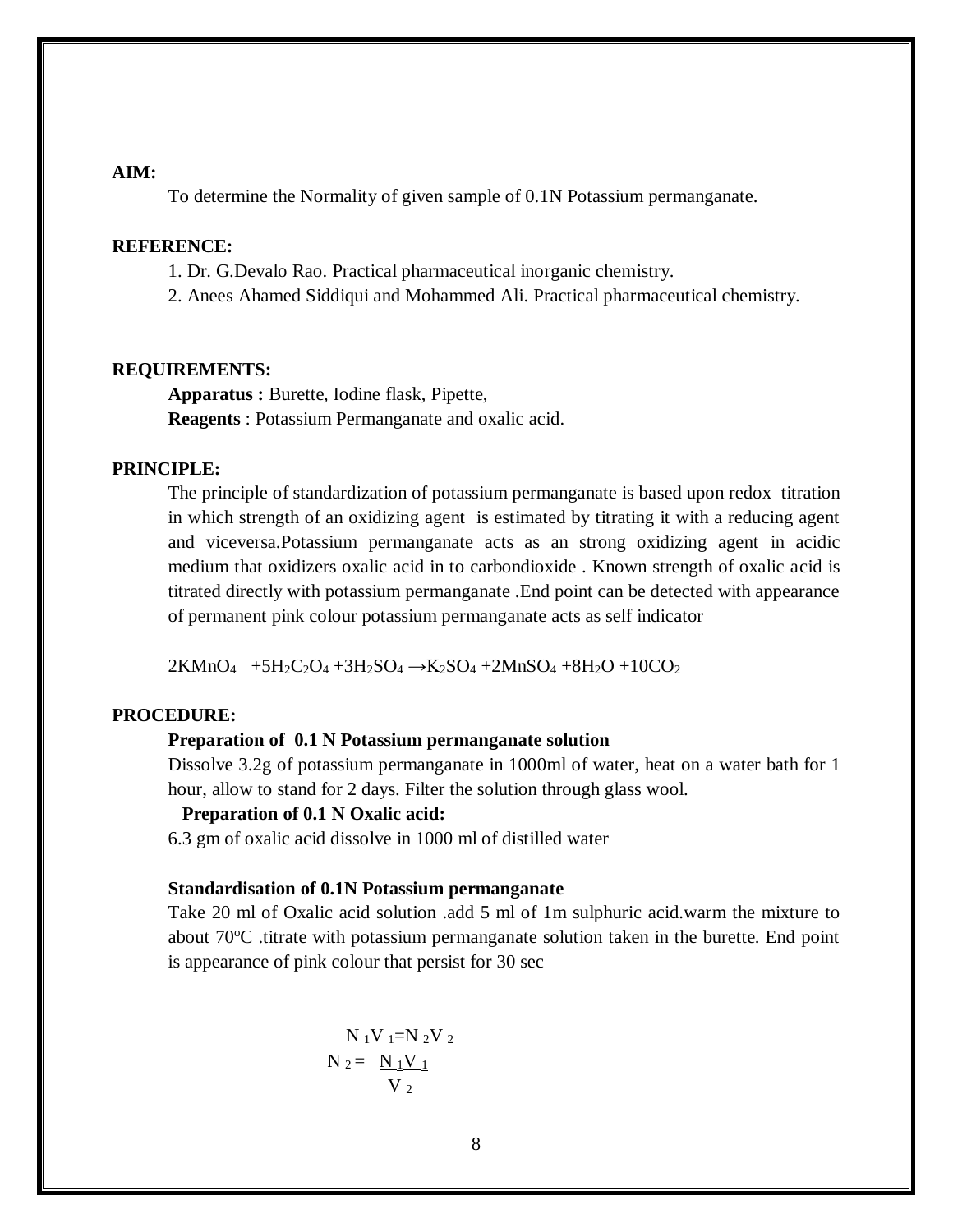**AIM:**

To determine the Normality of given sample of 0.1N Potassium permanganate.

**REFERENCE:**

1. Dr. G.Devalo Rao. Practical pharmaceutical inorganic chemistry.
2. Anees Ahamed Siddiqui and Mohammed Ali. Practical pharmaceutical chemistry.

**REQUIREMENTS:**

**Apparatus :** Burette, Iodine flask, Pipette,

**Reagents** : Potassium Permanganate and oxalic acid.

**PRINCIPLE:**

The principle of standardization of potassium permanganate is based upon redox titration in which strength of an oxidizing agent is estimated by titrating it with a reducing agent and viceversa.Potassium permanganate acts as an strong oxidizing agent in acidic medium that oxidizers oxalic acid in to carbondioxide . Known strength of oxalic acid is titrated directly with potassium permanganate .End point can be detected with appearance of permanent pink colour potassium permanganate acts as self indicator

$$2KMnO_4 + 5H_2C_2O_4 + 3H_2SO_4 \rightarrow K_2SO_4 + 2MnSO_4 + 8H_2O + 10CO_2$$

**PROCEDURE:**

**Preparation of 0.1 N Potassium permanganate solution**

Dissolve 3.2g of potassium permanganate in 1000ml of water, heat on a water bath for 1 hour, allow to stand for 2 days. Filter the solution through glass wool.

**Preparation of 0.1 N Oxalic acid:**

6.3 gm of oxalic acid dissolve in 1000 ml of distilled water

**Standardisation of 0.1N Potassium permanganate**

Take 20 ml of Oxalic acid solution .add 5 ml of 1m sulphuric acid.warm the mixture to about 70$^oC$ .titrate with potassium permanganate solution taken in the burette. End point is appearance of pink colour that persist for 30 sec

$$N_1V_1 = N_2V_2$$

$$N_2 = \frac{N_1V_1}{V_2}$$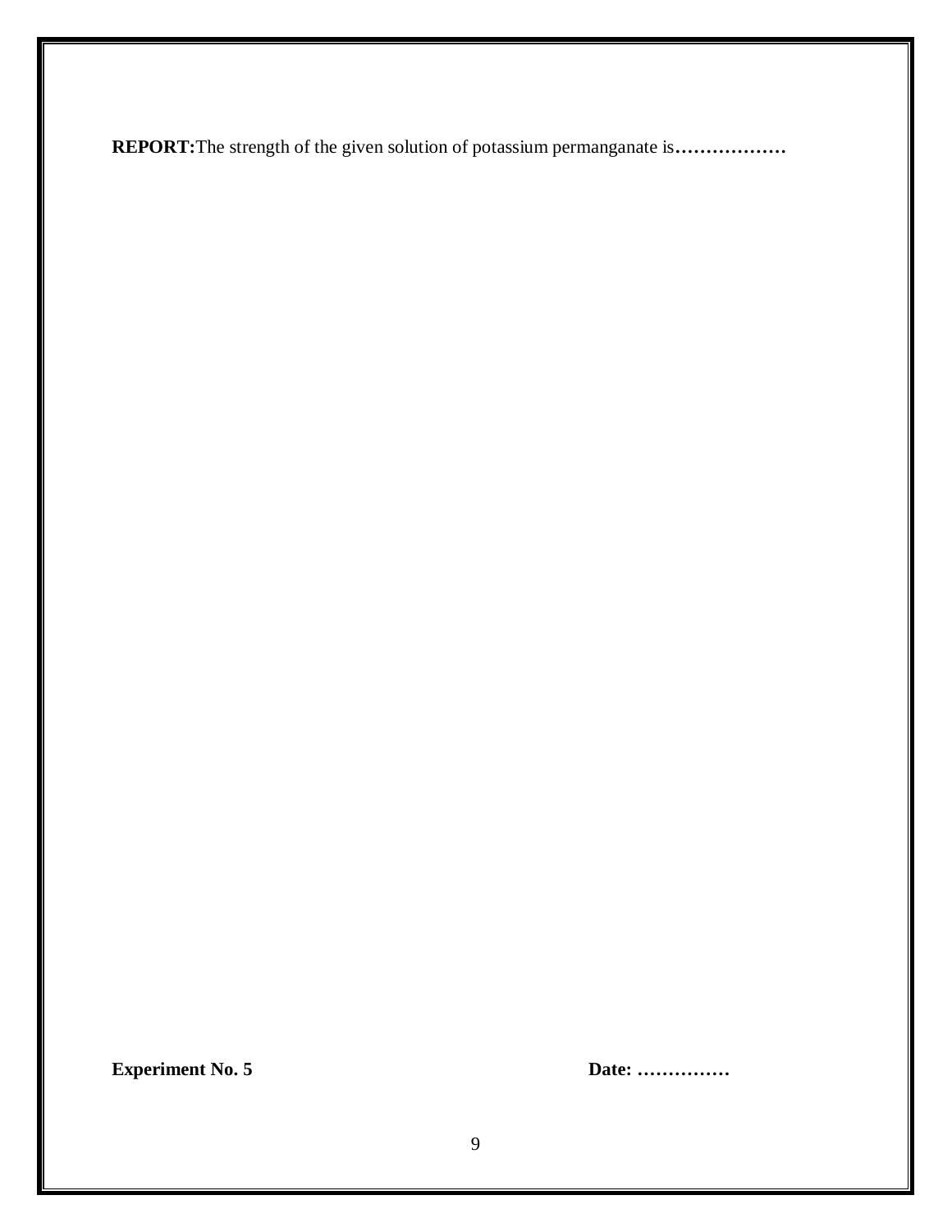**REPORT:** The strength of the given solution of potassium permanganate is………………

**Experiment No. 5** **Date: ……………**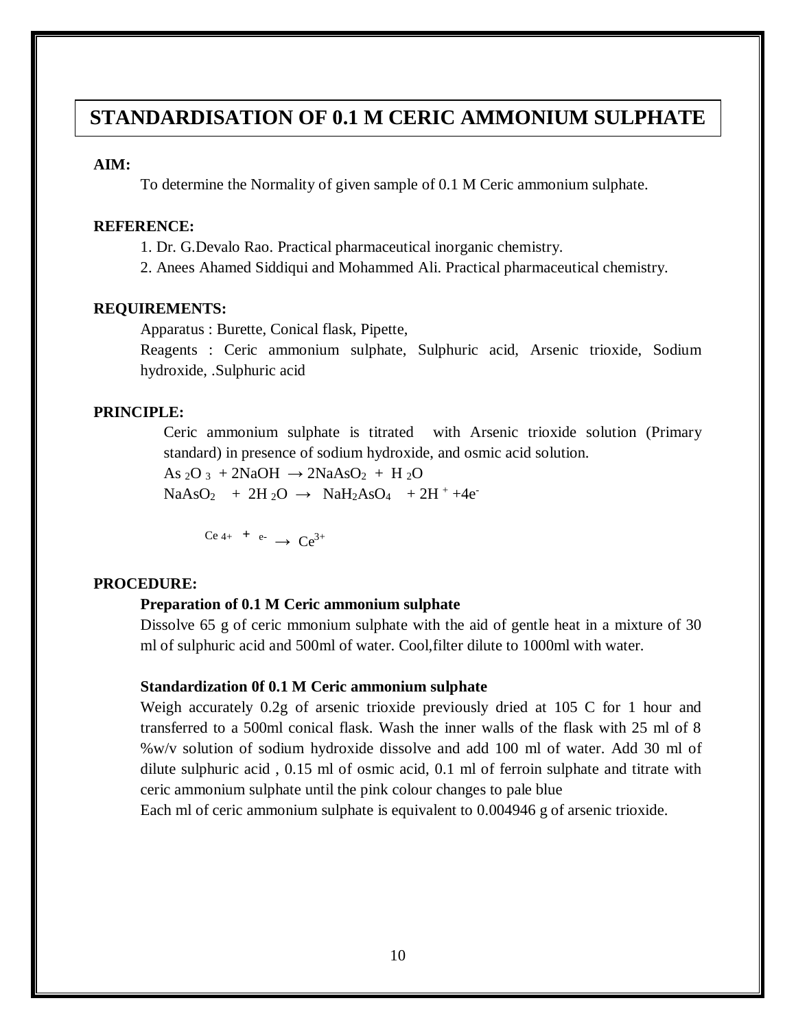# STANDARDISATION OF 0.1 M CERIC AMMONIUM SULPHATE

**AIM:**

To determine the Normality of given sample of 0.1 M Ceric ammonium sulphate.

**REFERENCE:**

1. Dr. G.Devalo Rao. Practical pharmaceutical inorganic chemistry.
2. Anees Ahamed Siddiqui and Mohammed Ali. Practical pharmaceutical chemistry.

**REQUIREMENTS:**

Apparatus : Burette, Conical flask, Pipette,

Reagents : Ceric ammonium sulphate, Sulphuric acid, Arsenic trioxide, Sodium hydroxide, .Sulphuric acid

**PRINCIPLE:**

Ceric ammonium sulphate is titrated with Arsenic trioxide solution (Primary standard) in presence of sodium hydroxide, and osmic acid solution.

$As_2O_3 + 2NaOH \rightarrow 2NaAsO_2 + H_2O$

$NaAsO_2 + 2H_2O \rightarrow NaH_2AsO_4 + 2H^+ + 4e^-$

$Ce^{4+} + e^- \rightarrow Ce^{3+}$

**PROCEDURE:**

**Preparation of 0.1 M Ceric ammonium sulphate**

Dissolve 65 g of ceric mmonium sulphate with the aid of gentle heat in a mixture of 30 ml of sulphuric acid and 500ml of water. Cool,filter dilute to 1000ml with water.

**Standardization 0f 0.1 M Ceric ammonium sulphate**

Weigh accurately 0.2g of arsenic trioxide previously dried at 105 C for 1 hour and transferred to a 500ml conical flask. Wash the inner walls of the flask with 25 ml of 8 %w/v solution of sodium hydroxide dissolve and add 100 ml of water. Add 30 ml of dilute sulphuric acid , 0.15 ml of osmic acid, 0.1 ml of ferroin sulphate and titrate with ceric ammonium sulphate until the pink colour changes to pale blue

Each ml of ceric ammonium sulphate is equivalent to 0.004946 g of arsenic trioxide.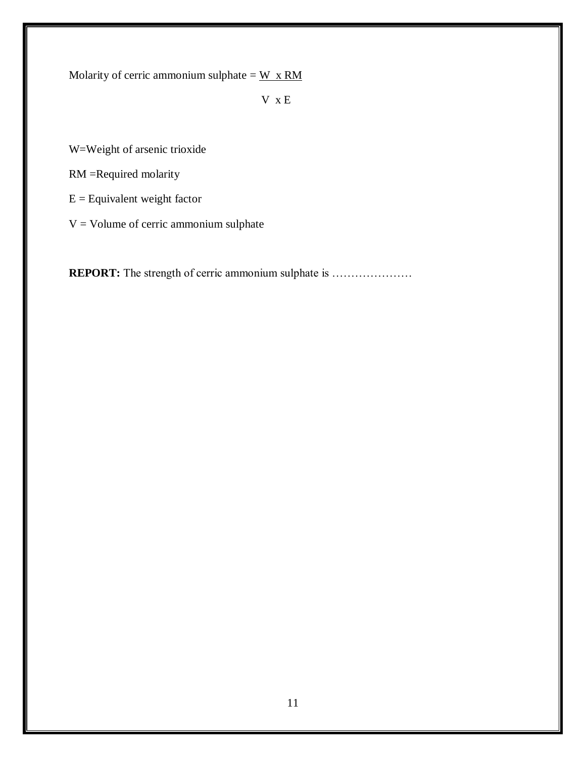Molarity of cerric ammonium sulphate = $\frac{W \times RM}{V \times E}$

W=Weight of arsenic trioxide

RM =Required molarity

E = Equivalent weight factor

V = Volume of cerric ammonium sulphate

**REPORT:** The strength of cerric ammonium sulphate is …………………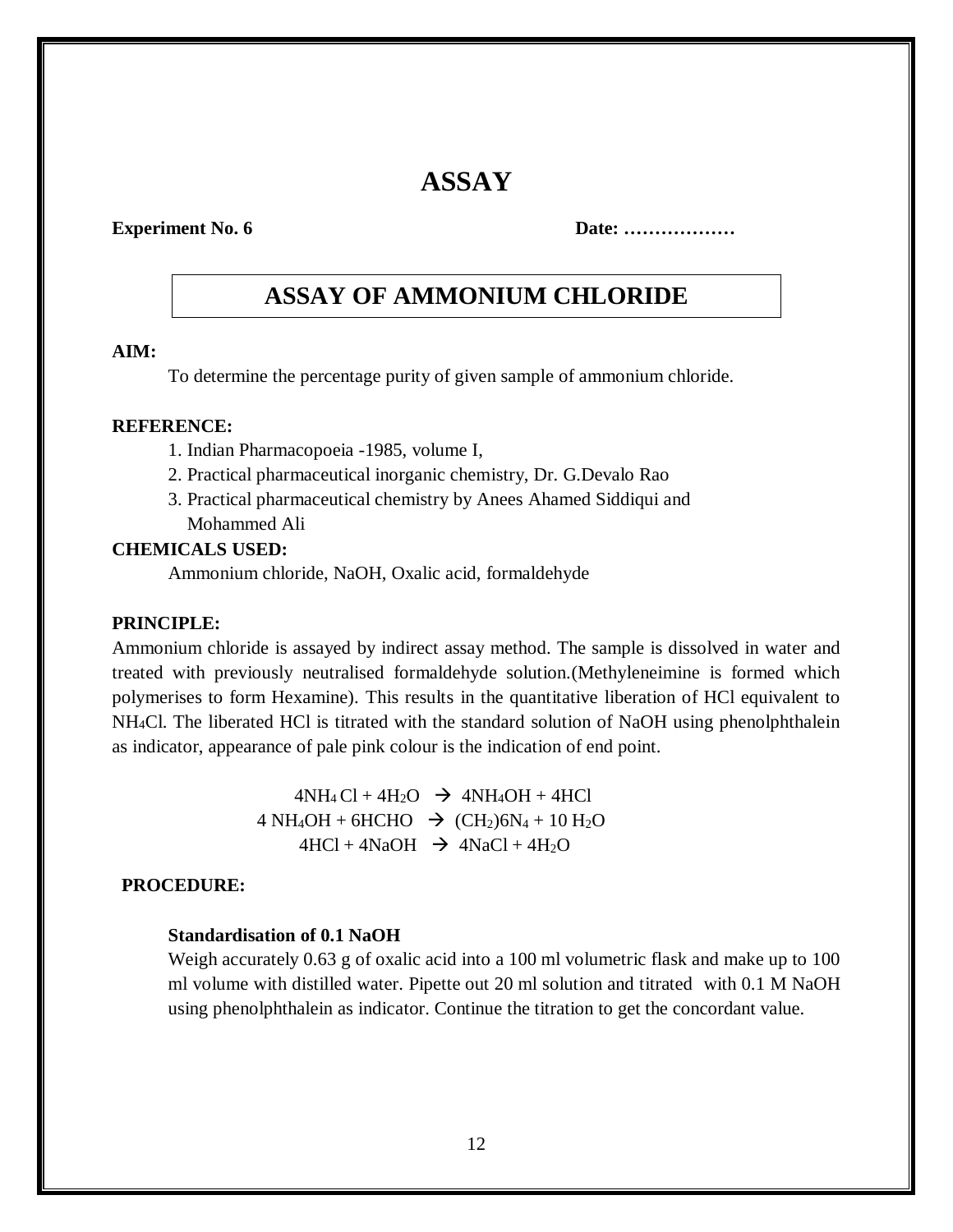# ASSAY

**Experiment No. 6** **Date: ………………**

## ASSAY OF AMMONIUM CHLORIDE

**AIM:**

To determine the percentage purity of given sample of ammonium chloride.

**REFERENCE:**

1. Indian Pharmacopoeia -1985, volume I,
2. Practical pharmaceutical inorganic chemistry, Dr. G.Devalo Rao
3. Practical pharmaceutical chemistry by Anees Ahamed Siddiqui and Mohammed Ali

**CHEMICALS USED:**

Ammonium chloride, NaOH, Oxalic acid, formaldehyde

**PRINCIPLE:**

Ammonium chloride is assayed by indirect assay method. The sample is dissolved in water and treated with previously neutralised formaldehyde solution.(Methyleneimine is formed which polymerises to form Hexamine). This results in the quantitative liberation of HCl equivalent to $NH_4Cl$. The liberated HCl is titrated with the standard solution of NaOH using phenolphthalein as indicator, appearance of pale pink colour is the indication of end point.

$$4NH_4Cl + 4H_2O \rightarrow 4NH_4OH + 4HCl$$

$$4\ NH_4OH + 6HCHO \rightarrow (CH_2)6N_4 + 10\ H_2O$$

$$4HCl + 4NaOH \rightarrow 4NaCl + 4H_2O$$

**PROCEDURE:**

**Standardisation of 0.1 NaOH**

Weigh accurately 0.63 g of oxalic acid into a 100 ml volumetric flask and make up to 100 ml volume with distilled water. Pipette out 20 ml solution and titrated with 0.1 M NaOH using phenolphthalein as indicator. Continue the titration to get the concordant value.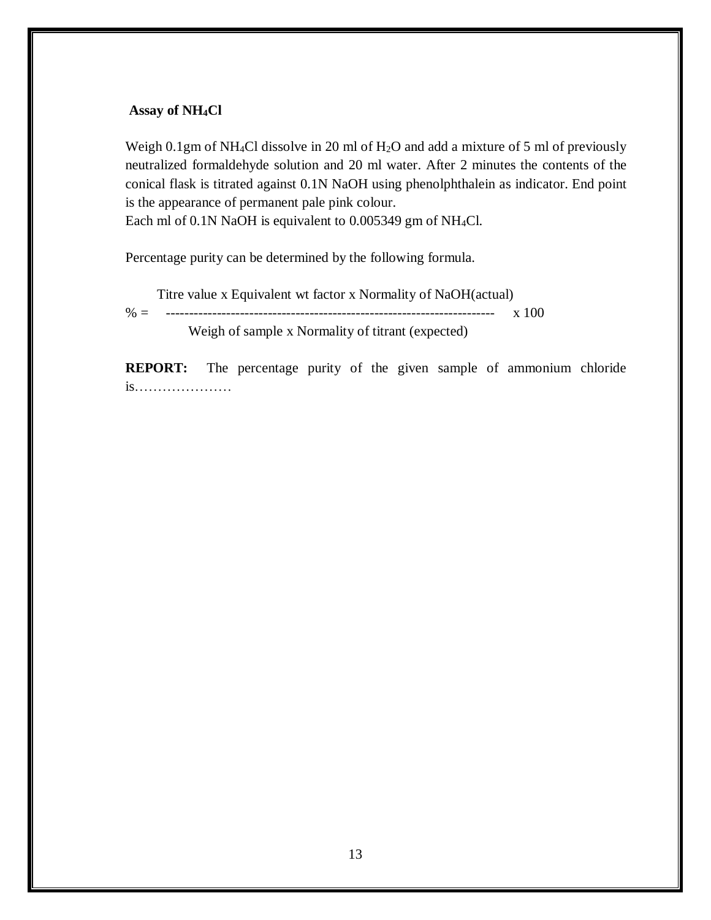### Assay of $NH_4Cl$

Weigh 0.1gm of $NH_4Cl$ dissolve in 20 ml of $H_2O$ and add a mixture of 5 ml of previously neutralized formaldehyde solution and 20 ml water. After 2 minutes the contents of the conical flask is titrated against 0.1N NaOH using phenolphthalein as indicator. End point is the appearance of permanent pale pink colour.

Each ml of 0.1N NaOH is equivalent to 0.005349 gm of $NH_4Cl$.

Percentage purity can be determined by the following formula.

$$\% = \frac{\text{Titre value x Equivalent wt factor x Normality of NaOH(actual)}}{\text{Weigh of sample x Normality of titrant (expected)}} \times 100$$

**REPORT:** The percentage purity of the given sample of ammonium chloride is…………………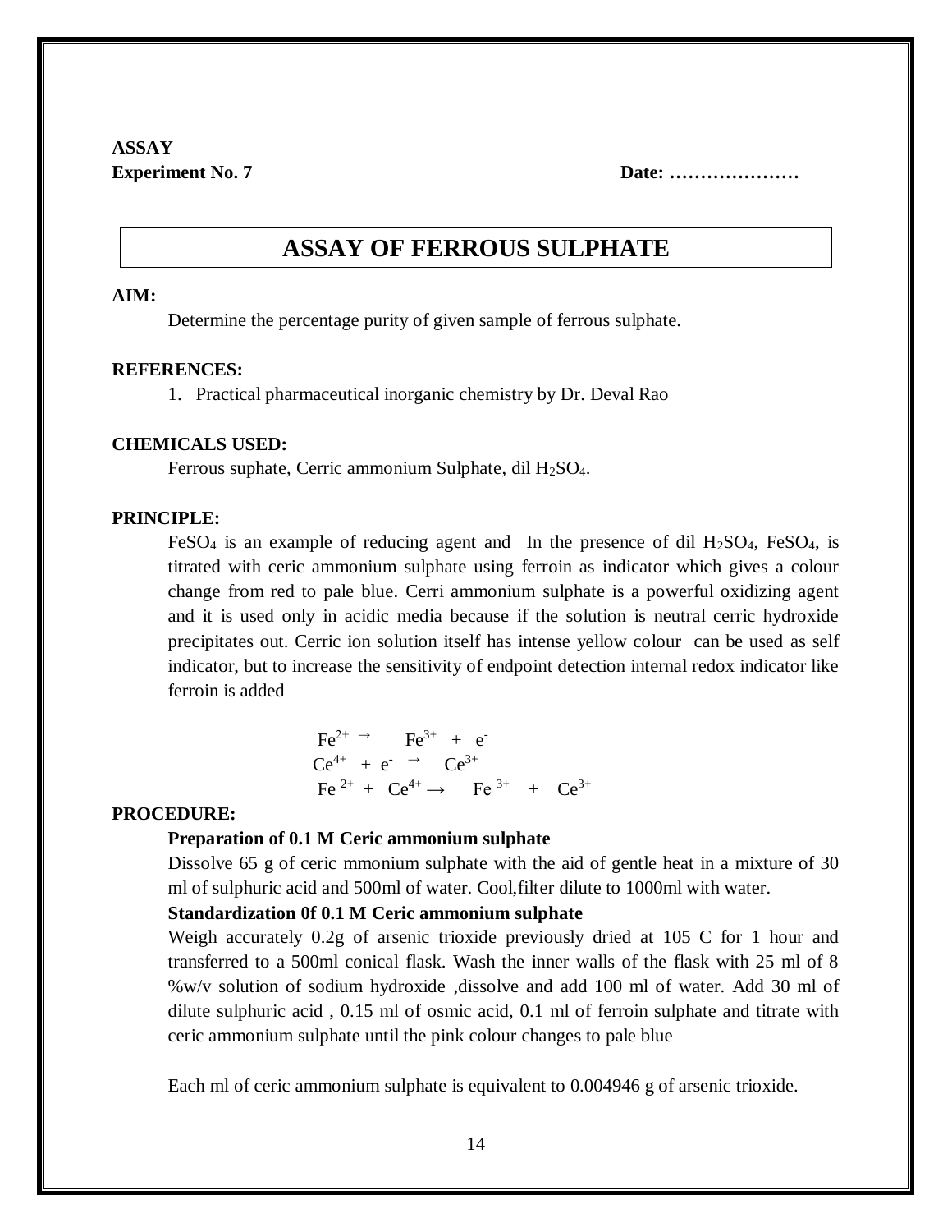**ASSAY**

**Experiment No. 7** **Date: …………………**

# ASSAY OF FERROUS SULPHATE

**AIM:**

Determine the percentage purity of given sample of ferrous sulphate.

**REFERENCES:**

1. Practical pharmaceutical inorganic chemistry by Dr. Deval Rao

**CHEMICALS USED:**

Ferrous suphate, Cerric ammonium Sulphate, dil $H_2SO_4$.

**PRINCIPLE:**

$FeSO_4$ is an example of reducing agent and In the presence of dil $H_2SO_4$, $FeSO_4$, is titrated with ceric ammonium sulphate using ferroin as indicator which gives a colour change from red to pale blue. Cerri ammonium sulphate is a powerful oxidizing agent and it is used only in acidic media because if the solution is neutral cerric hydroxide precipitates out. Cerric ion solution itself has intense yellow colour can be used as self indicator, but to increase the sensitivity of endpoint detection internal redox indicator like ferroin is added

$$Fe^{2+} \rightarrow Fe^{3+} + e^-$$

$$Ce^{4+} + e^- \rightarrow Ce^{3+}$$

$$Fe^{2+} + Ce^{4+} \rightarrow Fe^{3+} + Ce^{3+}$$

**PROCEDURE:**

**Preparation of 0.1 M Ceric ammonium sulphate**

Dissolve 65 g of ceric mmonium sulphate with the aid of gentle heat in a mixture of 30 ml of sulphuric acid and 500ml of water. Cool,filter dilute to 1000ml with water.

**Standardization 0f 0.1 M Ceric ammonium sulphate**

Weigh accurately 0.2g of arsenic trioxide previously dried at 105 C for 1 hour and transferred to a 500ml conical flask. Wash the inner walls of the flask with 25 ml of 8 %w/v solution of sodium hydroxide ,dissolve and add 100 ml of water. Add 30 ml of dilute sulphuric acid , 0.15 ml of osmic acid, 0.1 ml of ferroin sulphate and titrate with ceric ammonium sulphate until the pink colour changes to pale blue

Each ml of ceric ammonium sulphate is equivalent to 0.004946 g of arsenic trioxide.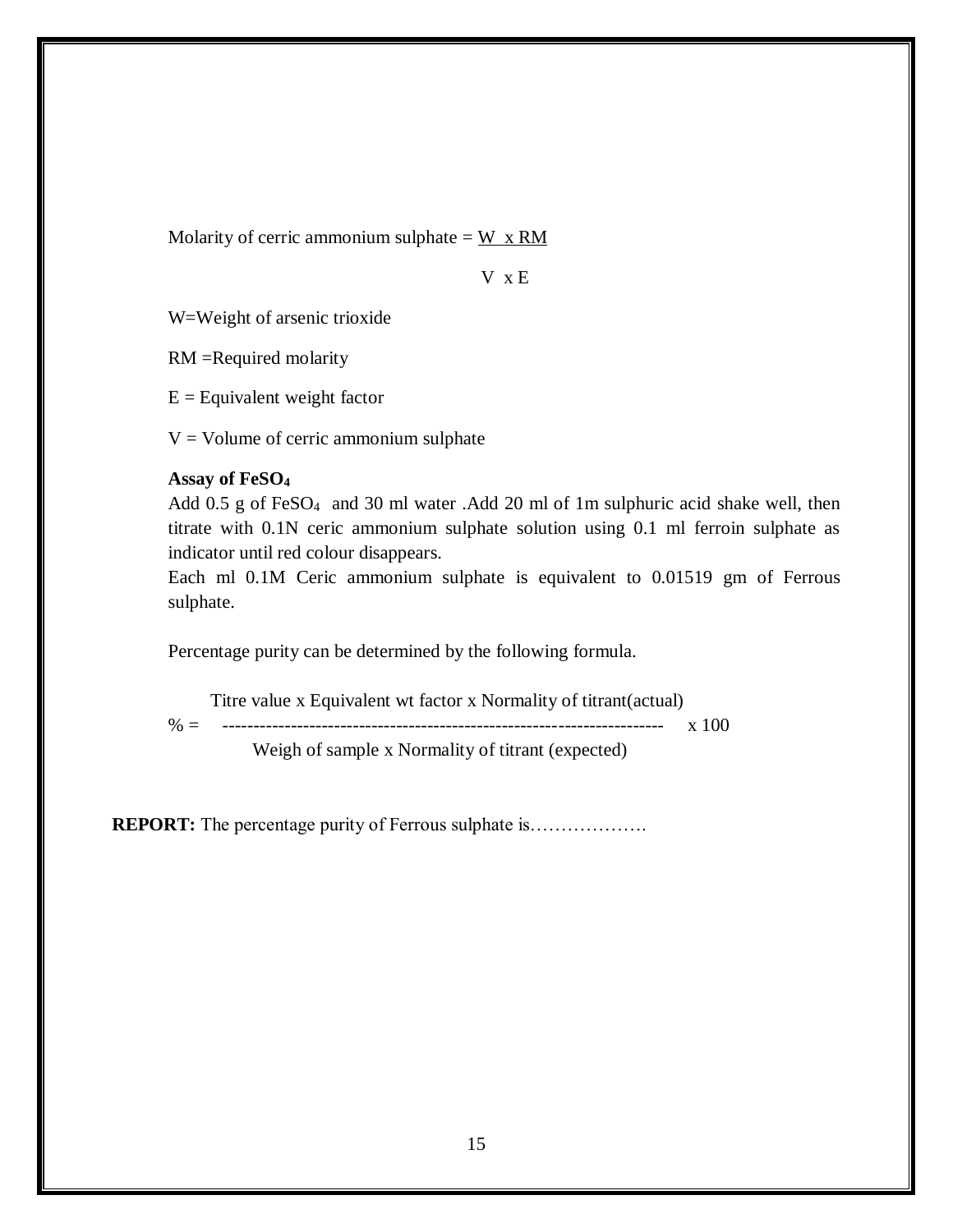$$\text{Molarity of cerric ammonium sulphate} = \frac{W \times RM}{V \times E}$$

W=Weight of arsenic trioxide

RM =Required molarity

E = Equivalent weight factor

V = Volume of cerric ammonium sulphate

**Assay of $FeSO_4$**

Add 0.5 g of $FeSO_4$ and 30 ml water .Add 20 ml of 1m sulphuric acid shake well, then titrate with 0.1N ceric ammonium sulphate solution using 0.1 ml ferroin sulphate as indicator until red colour disappears.

Each ml 0.1M Ceric ammonium sulphate is equivalent to 0.01519 gm of Ferrous sulphate.

Percentage purity can be determined by the following formula.

$$\% = \frac{\text{Titre value x Equivalent wt factor x Normality of titrant(actual)}}{\text{Weigh of sample x Normality of titrant (expected)}} \times 100$$

**REPORT:** The percentage purity of Ferrous sulphate is……………….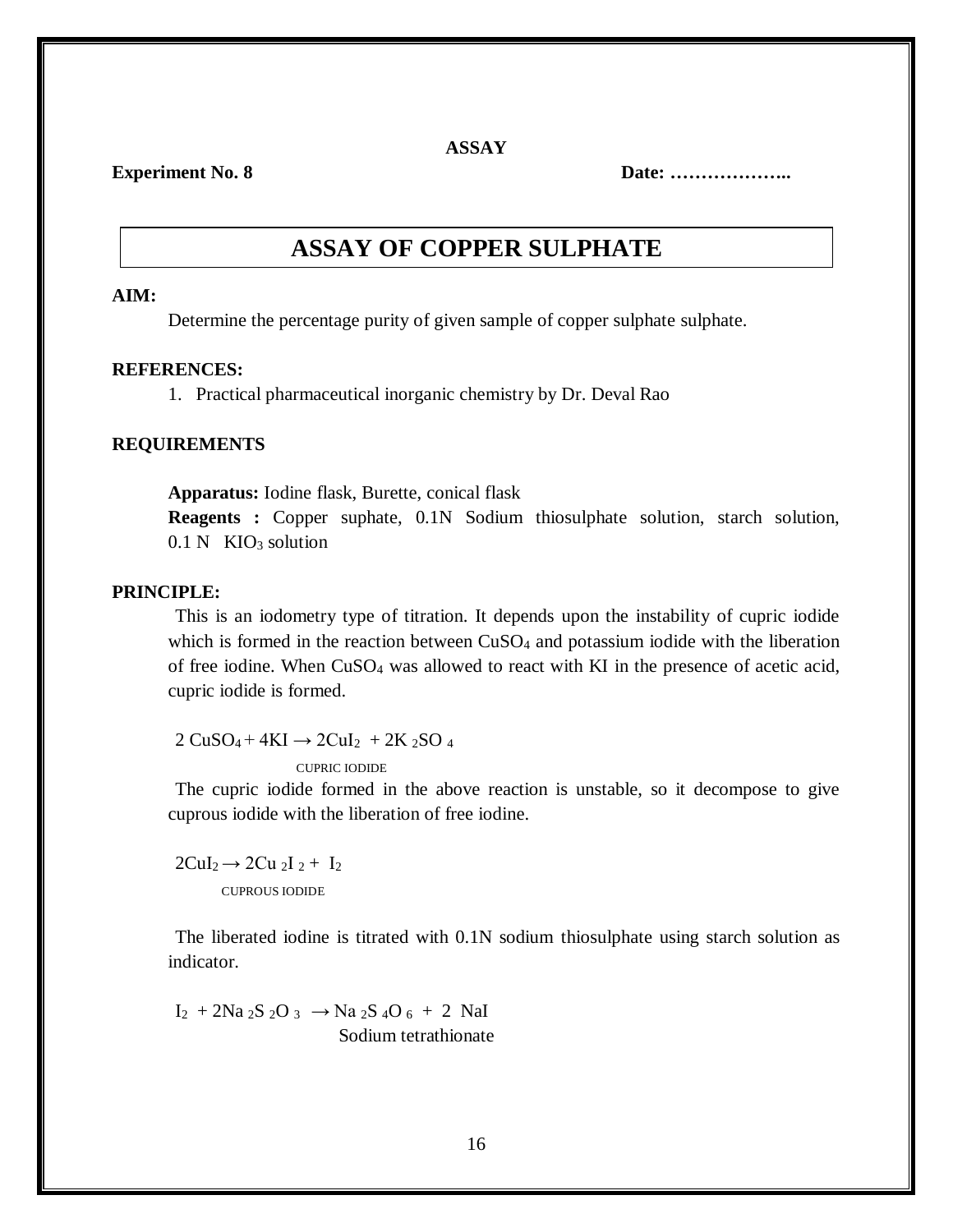**ASSAY**

**Experiment No. 8** **Date: ………………..**

# ASSAY OF COPPER SULPHATE

**AIM:**

Determine the percentage purity of given sample of copper sulphate sulphate.

**REFERENCES:**

1. Practical pharmaceutical inorganic chemistry by Dr. Deval Rao

**REQUIREMENTS**

**Apparatus:** Iodine flask, Burette, conical flask

**Reagents :** Copper suphate, 0.1N Sodium thiosulphate solution, starch solution, 0.1 N $KIO_3$ solution

**PRINCIPLE:**

This is an iodometry type of titration. It depends upon the instability of cupric iodide which is formed in the reaction between $CuSO_4$ and potassium iodide with the liberation of free iodine. When $CuSO_4$ was allowed to react with KI in the presence of acetic acid, cupric iodide is formed.

$$2\,CuSO_4 + 4KI \rightarrow 2CuI_2 + 2K_2SO_4$$

CUPRIC IODIDE

The cupric iodide formed in the above reaction is unstable, so it decompose to give cuprous iodide with the liberation of free iodine.

$$2CuI_2 \rightarrow 2Cu_2I_2 + I_2$$

CUPROUS IODIDE

The liberated iodine is titrated with 0.1N sodium thiosulphate using starch solution as indicator.

$$I_2 + 2Na_2S_2O_3 \rightarrow Na_2S_4O_6 + 2\,NaI$$

Sodium tetrathionate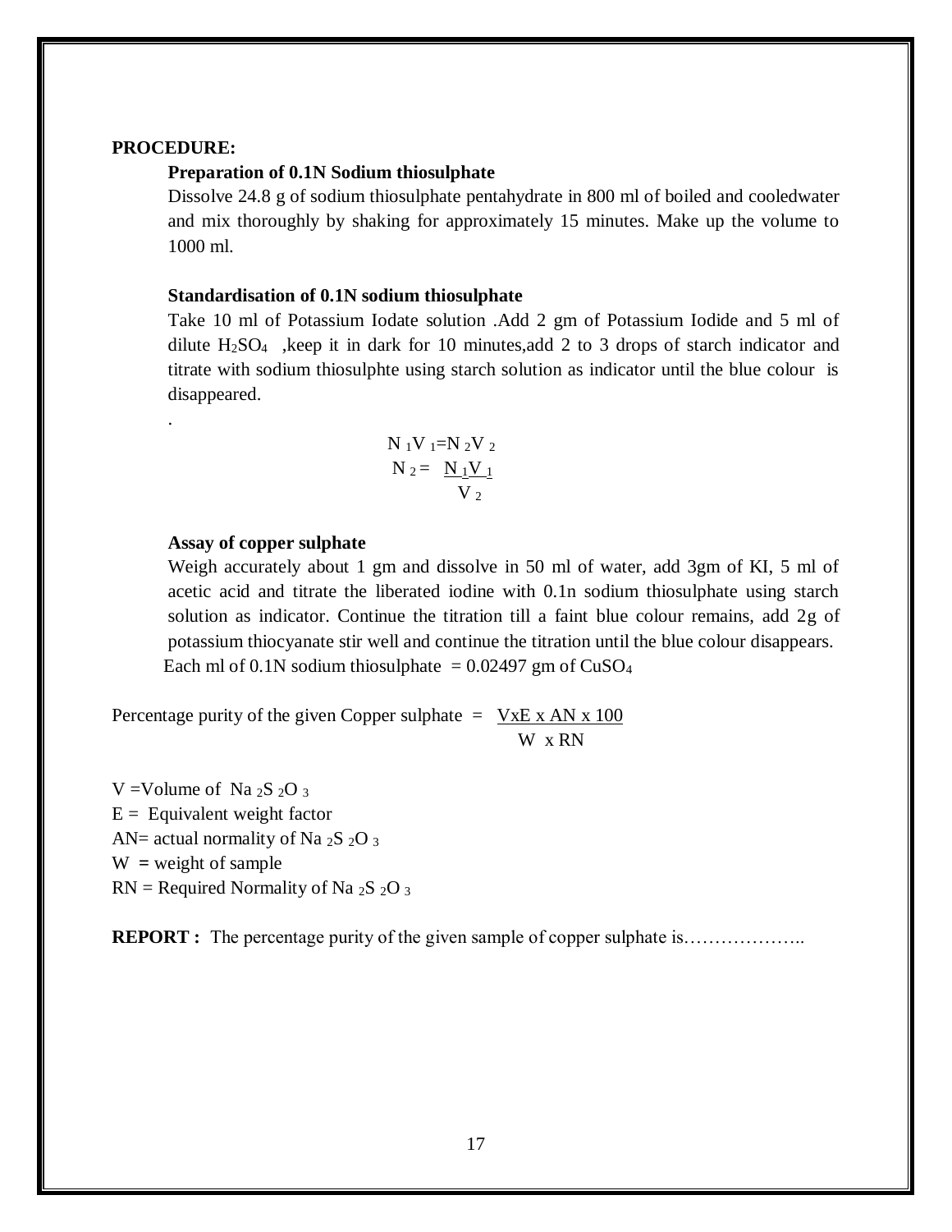**PROCEDURE:**

**Preparation of 0.1N Sodium thiosulphate**

Dissolve 24.8 g of sodium thiosulphate pentahydrate in 800 ml of boiled and cooledwater and mix thoroughly by shaking for approximately 15 minutes. Make up the volume to 1000 ml.

**Standardisation of 0.1N sodium thiosulphate**

Take 10 ml of Potassium Iodate solution .Add 2 gm of Potassium Iodide and 5 ml of dilute $H_2SO_4$ ,keep it in dark for 10 minutes,add 2 to 3 drops of starch indicator and titrate with sodium thiosulphte using starch solution as indicator until the blue colour is disappeared.

.

$$N_1V_1 = N_2V_2$$

$$N_2 = \frac{N_1V_1}{V_2}$$

**Assay of copper sulphate**

Weigh accurately about 1 gm and dissolve in 50 ml of water, add 3gm of KI, 5 ml of acetic acid and titrate the liberated iodine with 0.1n sodium thiosulphate using starch solution as indicator. Continue the titration till a faint blue colour remains, add 2g of potassium thiocyanate stir well and continue the titration until the blue colour disappears.

Each ml of 0.1N sodium thiosulphate = 0.02497 gm of $CuSO_4$

$$\text{Percentage purity of the given Copper sulphate} = \frac{V \times E \times AN \times 100}{W \times RN}$$

V =Volume of $Na_2S_2O_3$

E = Equivalent weight factor

AN= actual normality of $Na_2S_2O_3$

W = weight of sample

RN = Required Normality of $Na_2S_2O_3$

**REPORT :** The percentage purity of the given sample of copper sulphate is………………..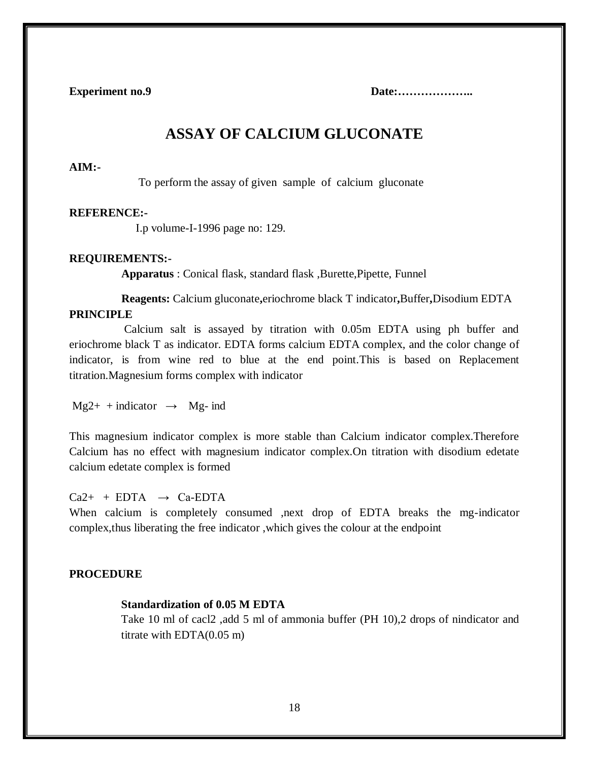**Experiment no.9** **Date:………………..**

# ASSAY OF CALCIUM GLUCONATE

**AIM:-**

To perform the assay of given sample of calcium gluconate

**REFERENCE:-**

I.p volume-I-1996 page no: 129.

**REQUIREMENTS:-**

**Apparatus** : Conical flask, standard flask ,Burette,Pipette, Funnel

**Reagents:** Calcium gluconate**,**eriochrome black T indicator**,**Buffer**,**Disodium EDTA

**PRINCIPLE**

Calcium salt is assayed by titration with 0.05m EDTA using ph buffer and eriochrome black T as indicator. EDTA forms calcium EDTA complex, and the color change of indicator, is from wine red to blue at the end point.This is based on Replacement titration.Magnesium forms complex with indicator

$Mg^{2+}$ + indicator $\rightarrow$ Mg- ind

This magnesium indicator complex is more stable than Calcium indicator complex.Therefore Calcium has no effect with magnesium indicator complex.On titration with disodium edetate calcium edetate complex is formed

$Ca^{2+}$ + EDTA $\rightarrow$ Ca-EDTA

When calcium is completely consumed ,next drop of EDTA breaks the mg-indicator complex,thus liberating the free indicator ,which gives the colour at the endpoint

**PROCEDURE**

**Standardization of 0.05 M EDTA**

Take 10 ml of $cacl_2$ ,add 5 ml of ammonia buffer (PH 10),2 drops of nindicator and titrate with EDTA(0.05 m)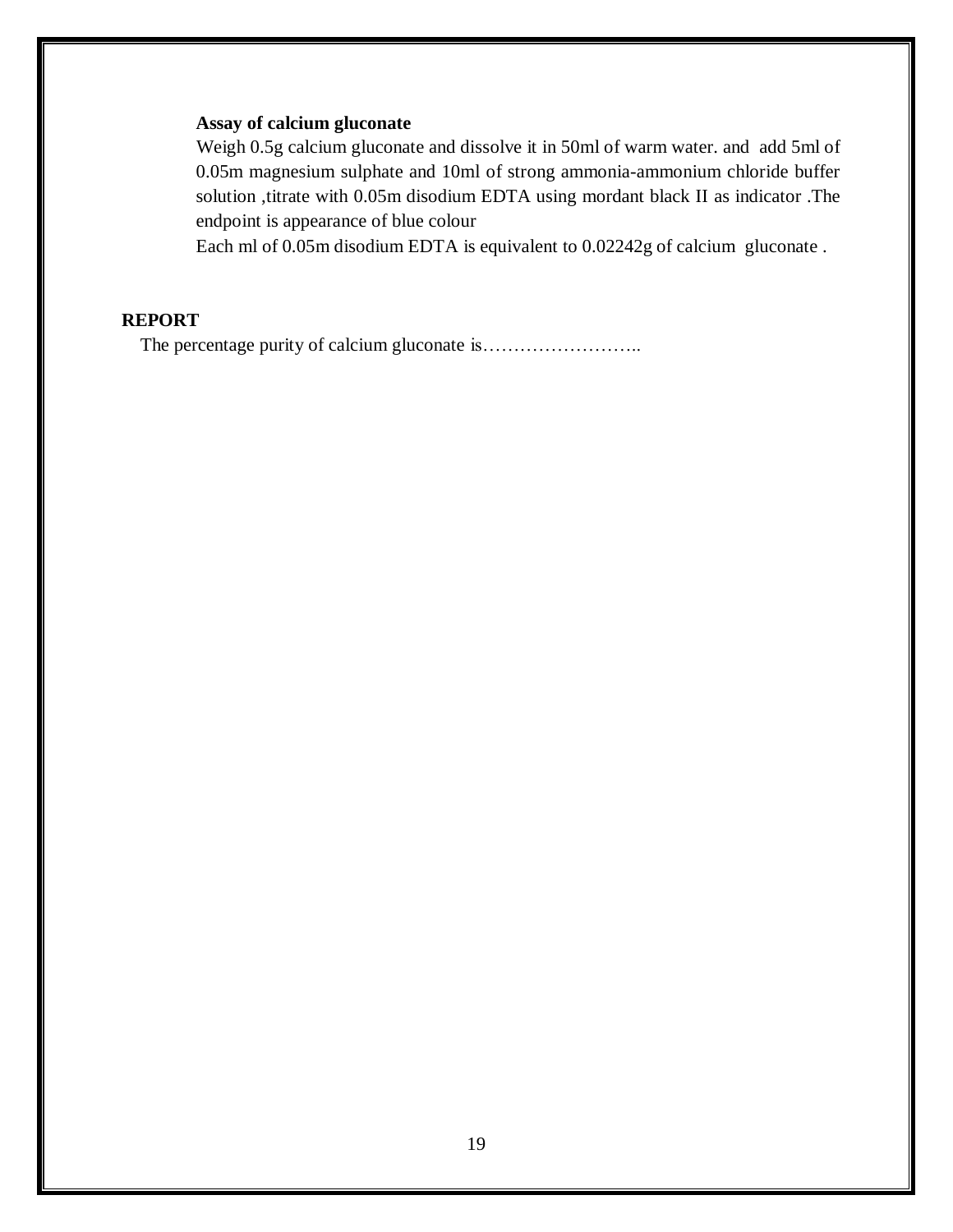**Assay of calcium gluconate**

Weigh 0.5g calcium gluconate and dissolve it in 50ml of warm water. and add 5ml of 0.05m magnesium sulphate and 10ml of strong ammonia-ammonium chloride buffer solution ,titrate with 0.05m disodium EDTA using mordant black II as indicator .The endpoint is appearance of blue colour

Each ml of 0.05m disodium EDTA is equivalent to 0.02242g of calcium gluconate .

**REPORT**

The percentage purity of calcium gluconate is……………………..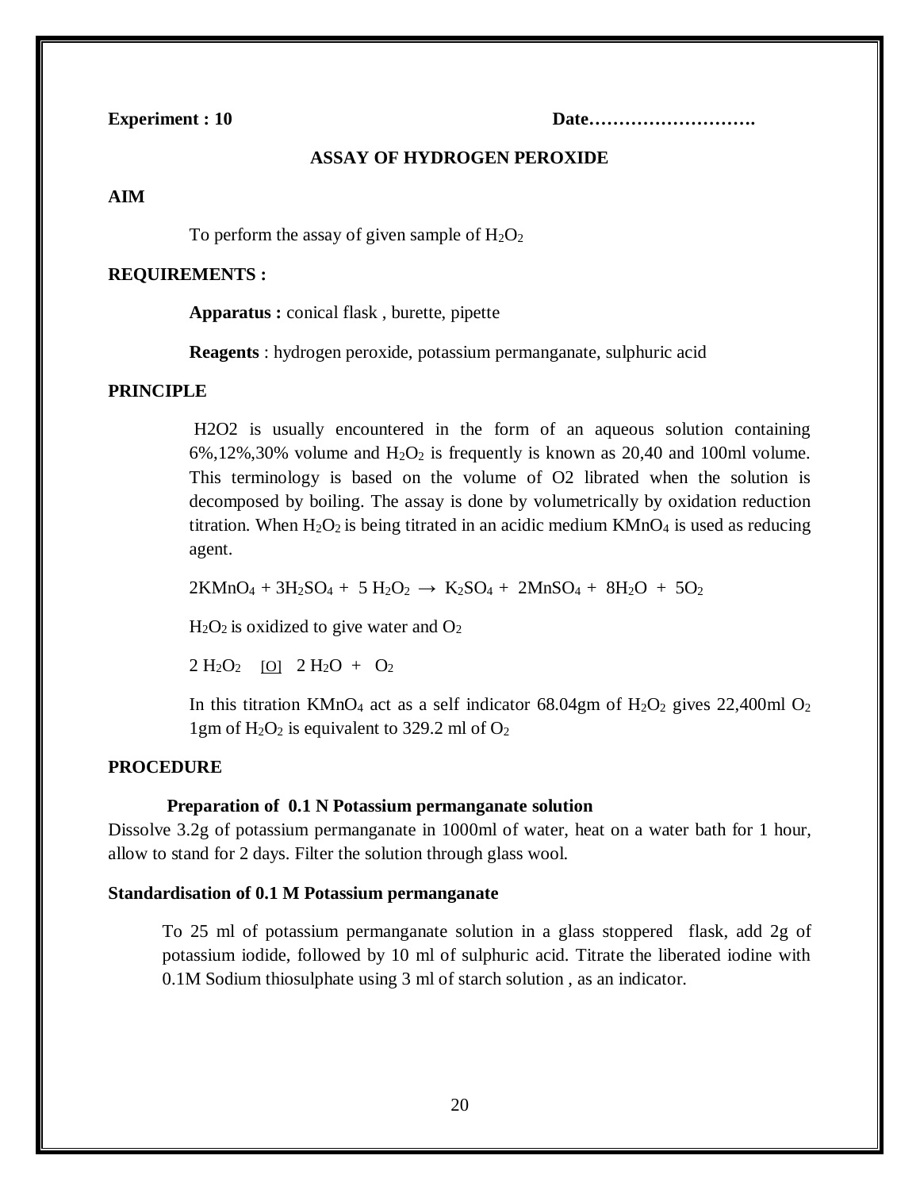**Experiment : 10** **Date……………………….**

## ASSAY OF HYDROGEN PEROXIDE

**AIM**

To perform the assay of given sample of $H_2O_2$

**REQUIREMENTS :**

**Apparatus :** conical flask , burette, pipette

**Reagents** : hydrogen peroxide, potassium permanganate, sulphuric acid

**PRINCIPLE**

H2O2 is usually encountered in the form of an aqueous solution containing 6%,12%,30% volume and $H_2O_2$ is frequently is known as 20,40 and 100ml volume. This terminology is based on the volume of O2 librated when the solution is decomposed by boiling. The assay is done by volumetrically by oxidation reduction titration. When $H_2O_2$ is being titrated in an acidic medium $KMnO_4$ is used as reducing agent.

$$2KMnO_4 + 3H_2SO_4 + 5H_2O_2 \rightarrow K_2SO_4 + 2MnSO_4 + 8H_2O + 5O_2$$

$H_2O_2$ is oxidized to give water and $O_2$

$$2H_2O_2 \xrightarrow{[O]} 2H_2O + O_2$$

In this titration $KMnO_4$ act as a self indicator 68.04gm of $H_2O_2$ gives 22,400ml $O_2$ 1gm of $H_2O_2$ is equivalent to 329.2 ml of $O_2$

**PROCEDURE**

**Preparation of 0.1 N Potassium permanganate solution**

Dissolve 3.2g of potassium permanganate in 1000ml of water, heat on a water bath for 1 hour, allow to stand for 2 days. Filter the solution through glass wool.

**Standardisation of 0.1 M Potassium permanganate**

To 25 ml of potassium permanganate solution in a glass stoppered flask, add 2g of potassium iodide, followed by 10 ml of sulphuric acid. Titrate the liberated iodine with 0.1M Sodium thiosulphate using 3 ml of starch solution , as an indicator.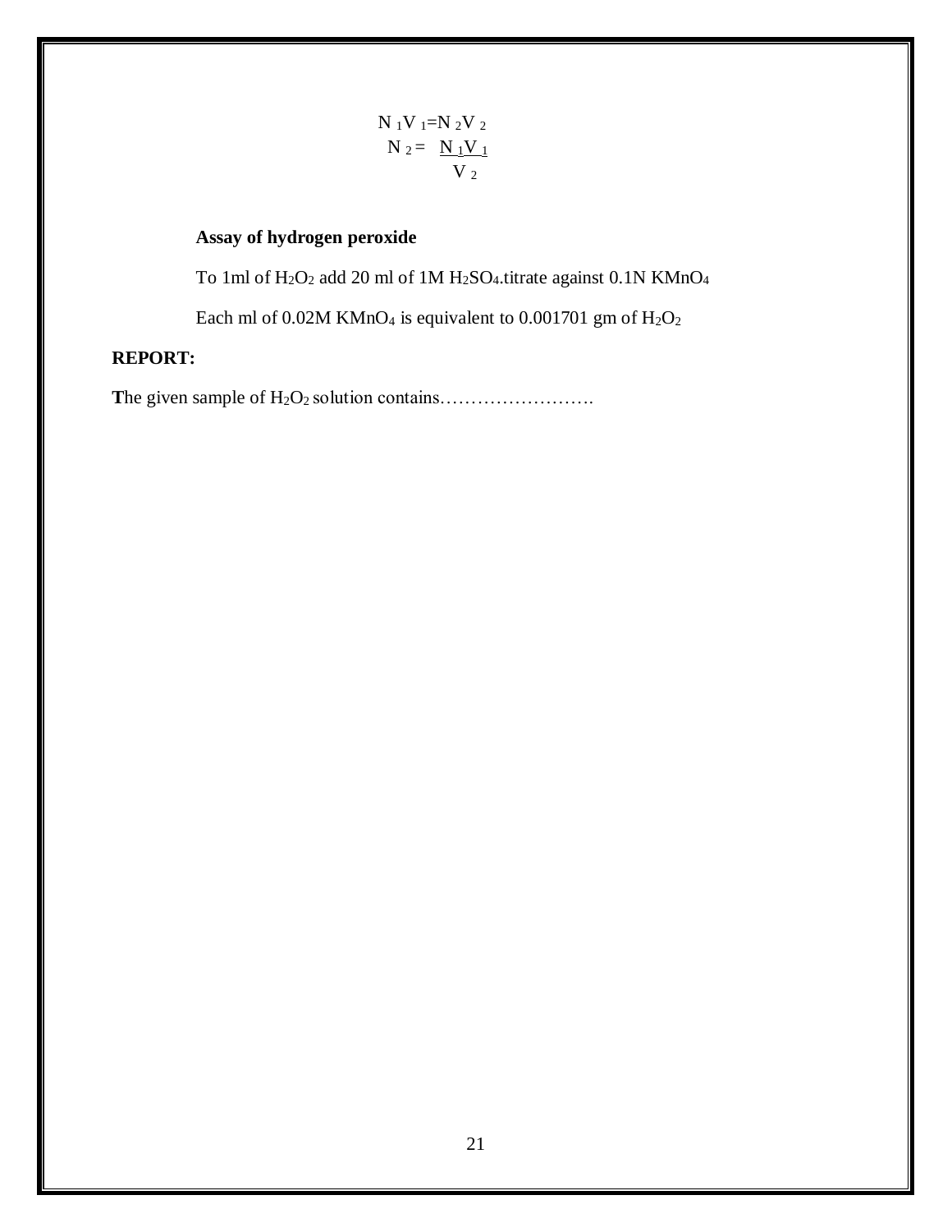$$N_1V_1 = N_2V_2$$

$$N_2 = \frac{N_1V_1}{V_2}$$

**Assay of hydrogen peroxide**

To 1ml of $H_2O_2$ add 20 ml of 1M $H_2SO_4$.titrate against 0.1N $KMnO_4$

Each ml of 0.02M $KMnO_4$ is equivalent to 0.001701 gm of $H_2O_2$

**REPORT:**

**T**he given sample of $H_2O_2$ solution contains…………………….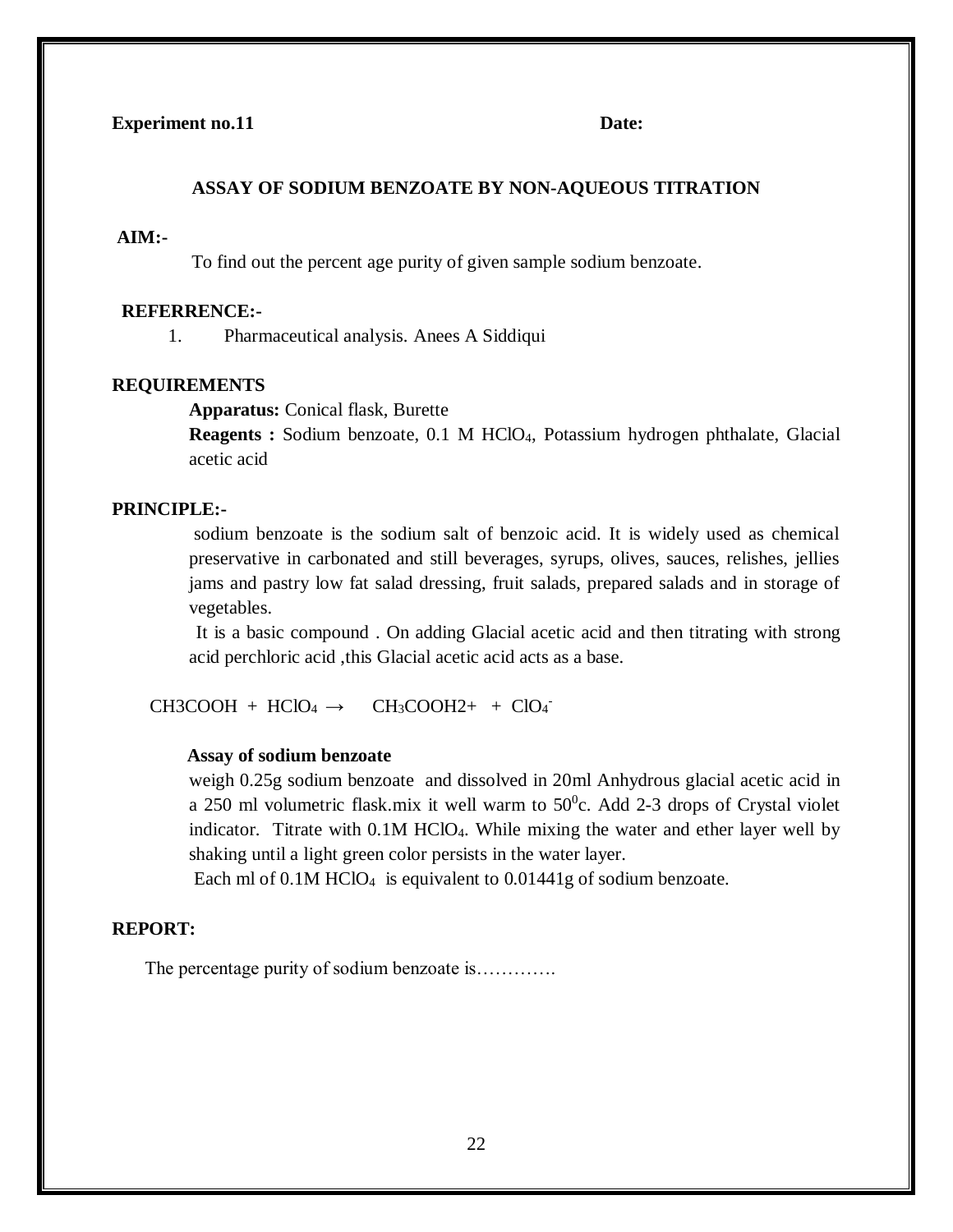**Experiment no.11** **Date:**

## ASSAY OF SODIUM BENZOATE BY NON-AQUEOUS TITRATION

**AIM:-**

To find out the percent age purity of given sample sodium benzoate.

**REFERRENCE:-**

1. Pharmaceutical analysis. Anees A Siddiqui

**REQUIREMENTS**

**Apparatus:** Conical flask, Burette

**Reagents :** Sodium benzoate, 0.1 M $HClO_4$, Potassium hydrogen phthalate, Glacial acetic acid

**PRINCIPLE:-**

sodium benzoate is the sodium salt of benzoic acid. It is widely used as chemical preservative in carbonated and still beverages, syrups, olives, sauces, relishes, jellies jams and pastry low fat salad dressing, fruit salads, prepared salads and in storage of vegetables.

It is a basic compound . On adding Glacial acetic acid and then titrating with strong acid perchloric acid ,this Glacial acetic acid acts as a base.

$$CH3COOH + HClO_4 \rightarrow CH_3COOH2+ + ClO_4^-$$

**Assay of sodium benzoate**

weigh 0.25g sodium benzoate and dissolved in 20ml Anhydrous glacial acetic acid in a 250 ml volumetric flask.mix it well warm to $50^0$c. Add 2-3 drops of Crystal violet indicator. Titrate with 0.1M $HClO_4$. While mixing the water and ether layer well by shaking until a light green color persists in the water layer.

Each ml of 0.1M $HClO_4$ is equivalent to 0.01441g of sodium benzoate.

**REPORT:**

The percentage purity of sodium benzoate is………….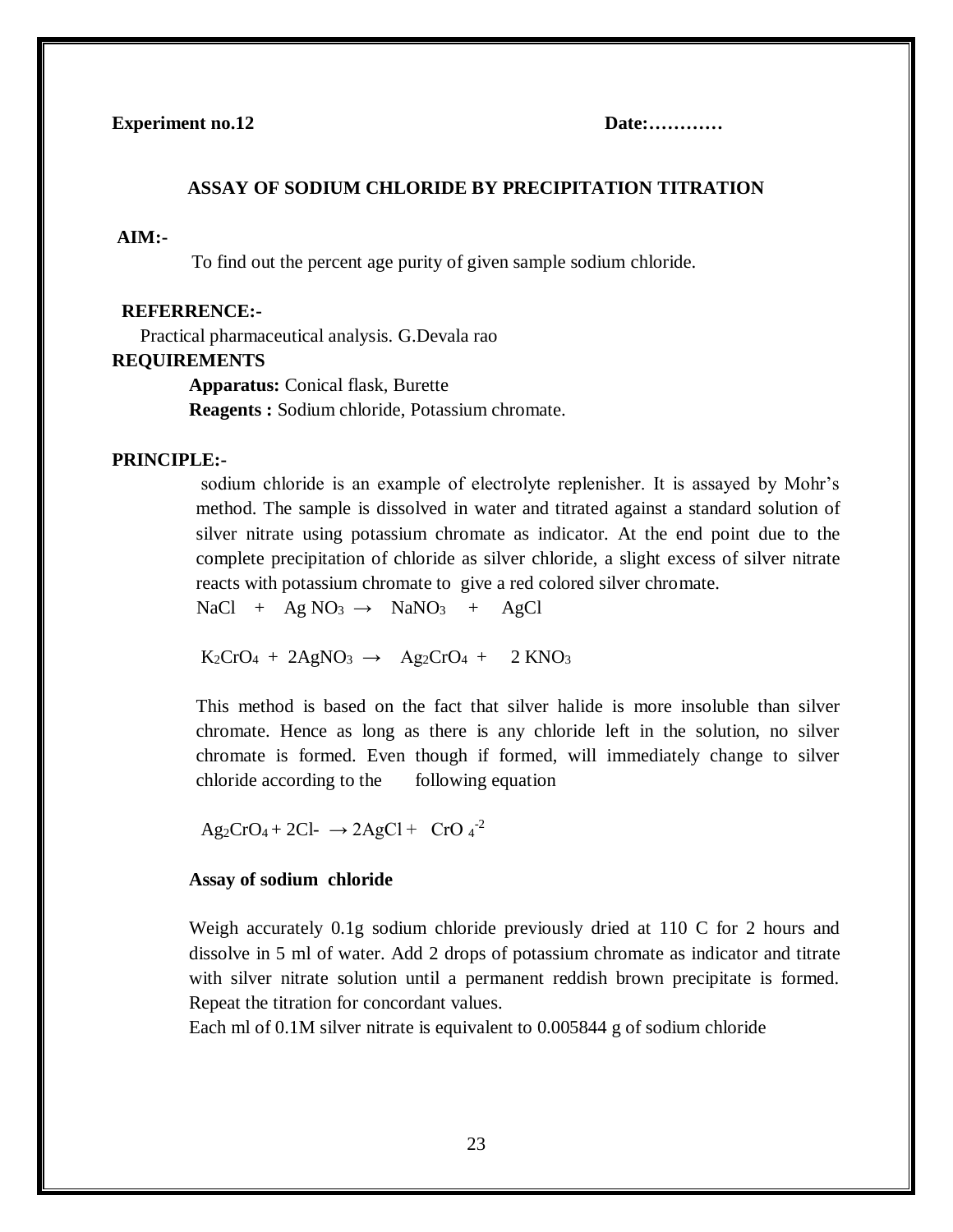**Experiment no.12** **Date:…………**

## ASSAY OF SODIUM CHLORIDE BY PRECIPITATION TITRATION

**AIM:-**

To find out the percent age purity of given sample sodium chloride.

**REFERRENCE:-**

Practical pharmaceutical analysis. G.Devala rao

**REQUIREMENTS**

**Apparatus:** Conical flask, Burette

**Reagents :** Sodium chloride, Potassium chromate.

**PRINCIPLE:-**

sodium chloride is an example of electrolyte replenisher. It is assayed by Mohr's method. The sample is dissolved in water and titrated against a standard solution of silver nitrate using potassium chromate as indicator. At the end point due to the complete precipitation of chloride as silver chloride, a slight excess of silver nitrate reacts with potassium chromate to give a red colored silver chromate.

$$NaCl + AgNO_3 \rightarrow NaNO_3 + AgCl$$

$$K_2CrO_4 + 2AgNO_3 \rightarrow Ag_2CrO_4 + 2KNO_3$$

This method is based on the fact that silver halide is more insoluble than silver chromate. Hence as long as there is any chloride left in the solution, no silver chromate is formed. Even though if formed, will immediately change to silver chloride according to the following equation

$$Ag_2CrO_4 + 2Cl^- \rightarrow 2AgCl + CrO_4^{-2}$$

**Assay of sodium chloride**

Weigh accurately 0.1g sodium chloride previously dried at 110 C for 2 hours and dissolve in 5 ml of water. Add 2 drops of potassium chromate as indicator and titrate with silver nitrate solution until a permanent reddish brown precipitate is formed. Repeat the titration for concordant values.

Each ml of 0.1M silver nitrate is equivalent to 0.005844 g of sodium chloride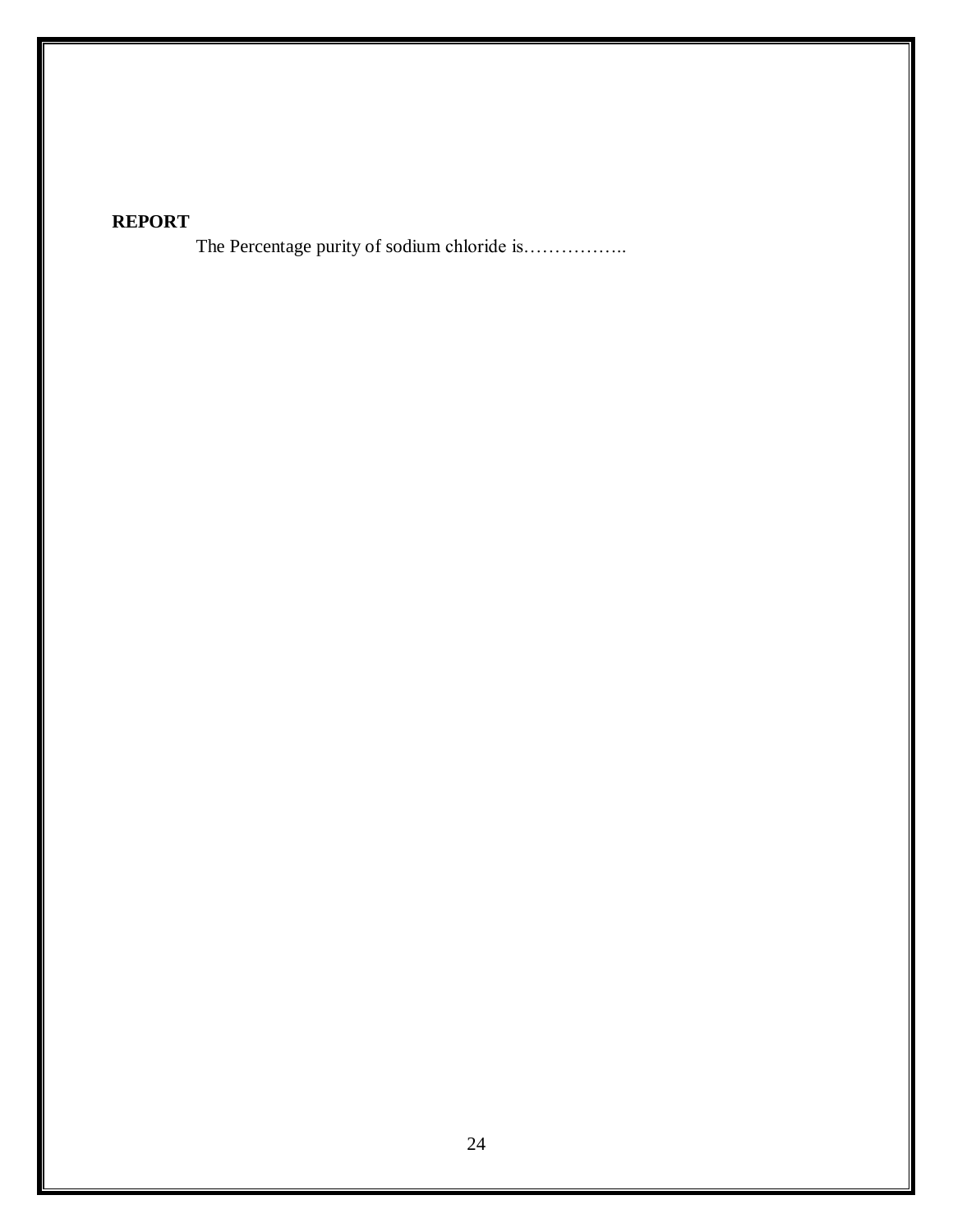**REPORT**

The Percentage purity of sodium chloride is……………..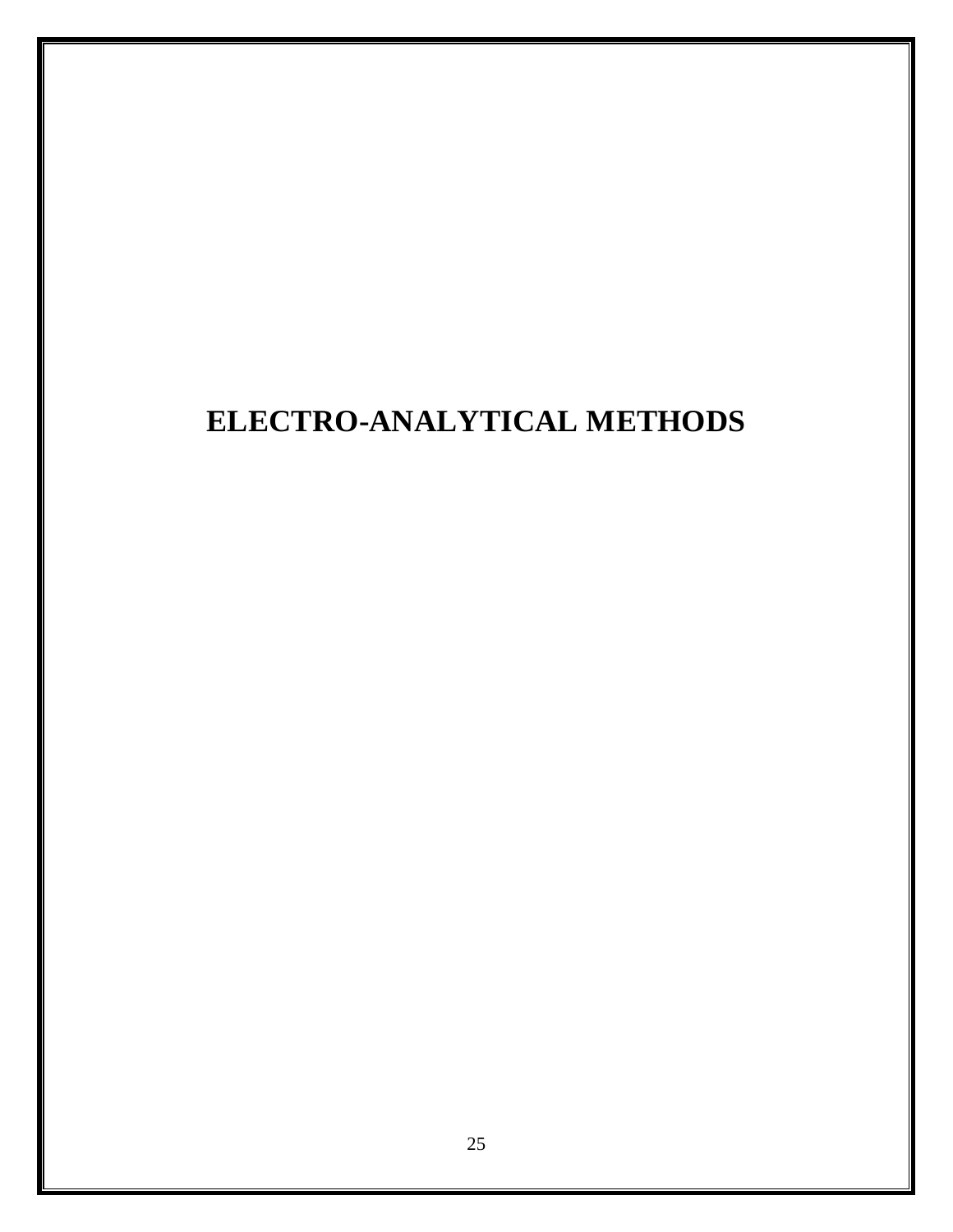# ELECTRO-ANALYTICAL METHODS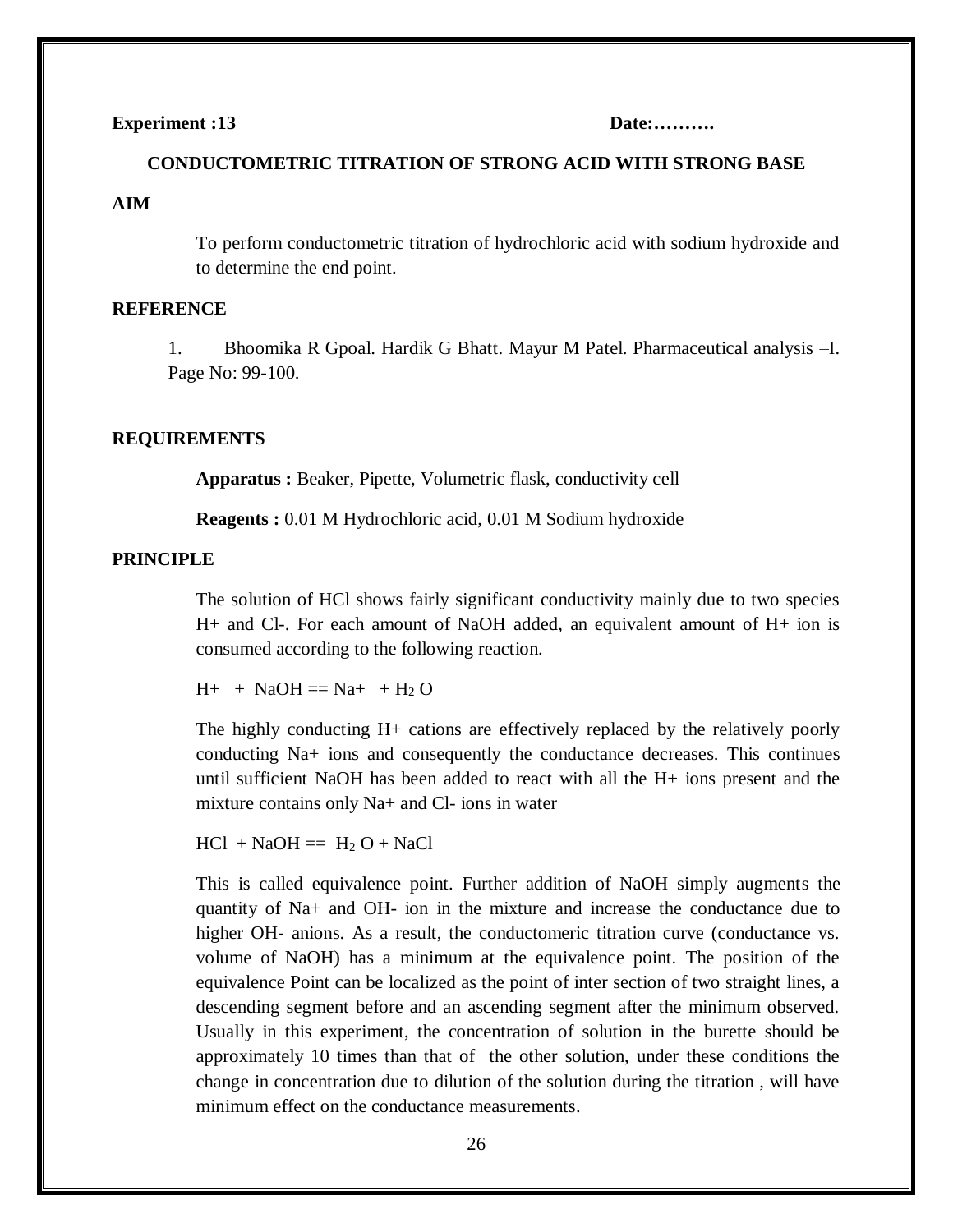**Experiment :13** **Date:……….**

## CONDUCTOMETRIC TITRATION OF STRONG ACID WITH STRONG BASE

### AIM

To perform conductometric titration of hydrochloric acid with sodium hydroxide and to determine the end point.

### REFERENCE

1. Bhoomika R Gpoal. Hardik G Bhatt. Mayur M Patel. Pharmaceutical analysis –I. Page No: 99-100.

### REQUIREMENTS

**Apparatus :** Beaker, Pipette, Volumetric flask, conductivity cell

**Reagents :** 0.01 M Hydrochloric acid, 0.01 M Sodium hydroxide

### PRINCIPLE

The solution of HCl shows fairly significant conductivity mainly due to two species $H^+$ and $Cl^-$. For each amount of NaOH added, an equivalent amount of $H^+$ ion is consumed according to the following reaction.

$H^+ + NaOH == Na^+ + H_2O$

The highly conducting $H^+$ cations are effectively replaced by the relatively poorly conducting $Na^+$ ions and consequently the conductance decreases. This continues until sufficient NaOH has been added to react with all the $H^+$ ions present and the mixture contains only $Na^+$ and $Cl^-$ ions in water

$HCl + NaOH == H_2O + NaCl$

This is called equivalence point. Further addition of NaOH simply augments the quantity of $Na^+$ and $OH^-$ ion in the mixture and increase the conductance due to higher $OH^-$ anions. As a result, the conductomeric titration curve (conductance vs. volume of NaOH) has a minimum at the equivalence point. The position of the equivalence Point can be localized as the point of inter section of two straight lines, a descending segment before and an ascending segment after the minimum observed. Usually in this experiment, the concentration of solution in the burette should be approximately 10 times than that of the other solution, under these conditions the change in concentration due to dilution of the solution during the titration , will have minimum effect on the conductance measurements.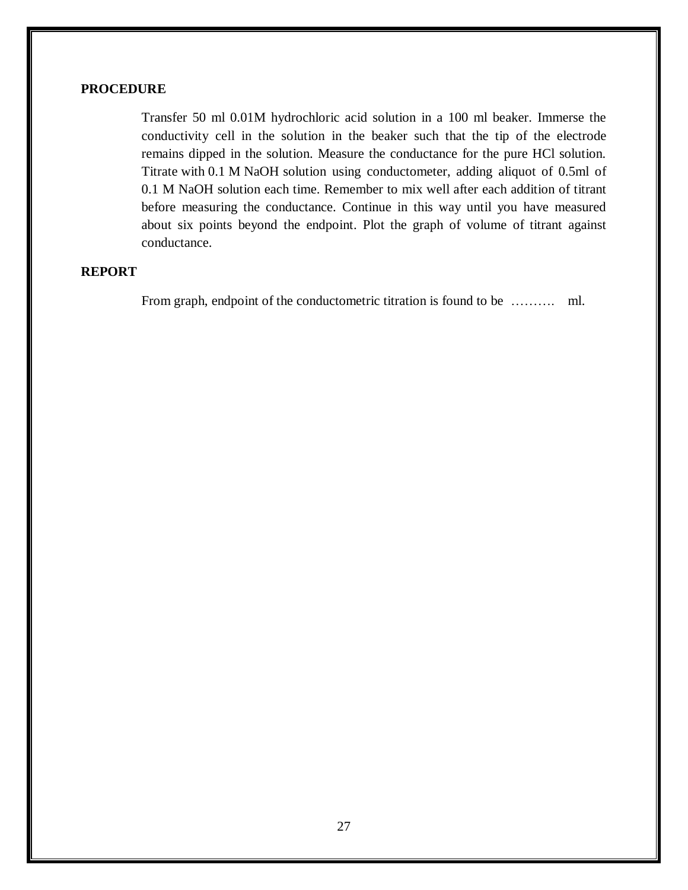**PROCEDURE**

Transfer 50 ml 0.01M hydrochloric acid solution in a 100 ml beaker. Immerse the conductivity cell in the solution in the beaker such that the tip of the electrode remains dipped in the solution. Measure the conductance for the pure HCl solution. Titrate with 0.1 M NaOH solution using conductometer, adding aliquot of 0.5ml of 0.1 M NaOH solution each time. Remember to mix well after each addition of titrant before measuring the conductance. Continue in this way until you have measured about six points beyond the endpoint. Plot the graph of volume of titrant against conductance.

**REPORT**

From graph, endpoint of the conductometric titration is found to be ………. ml.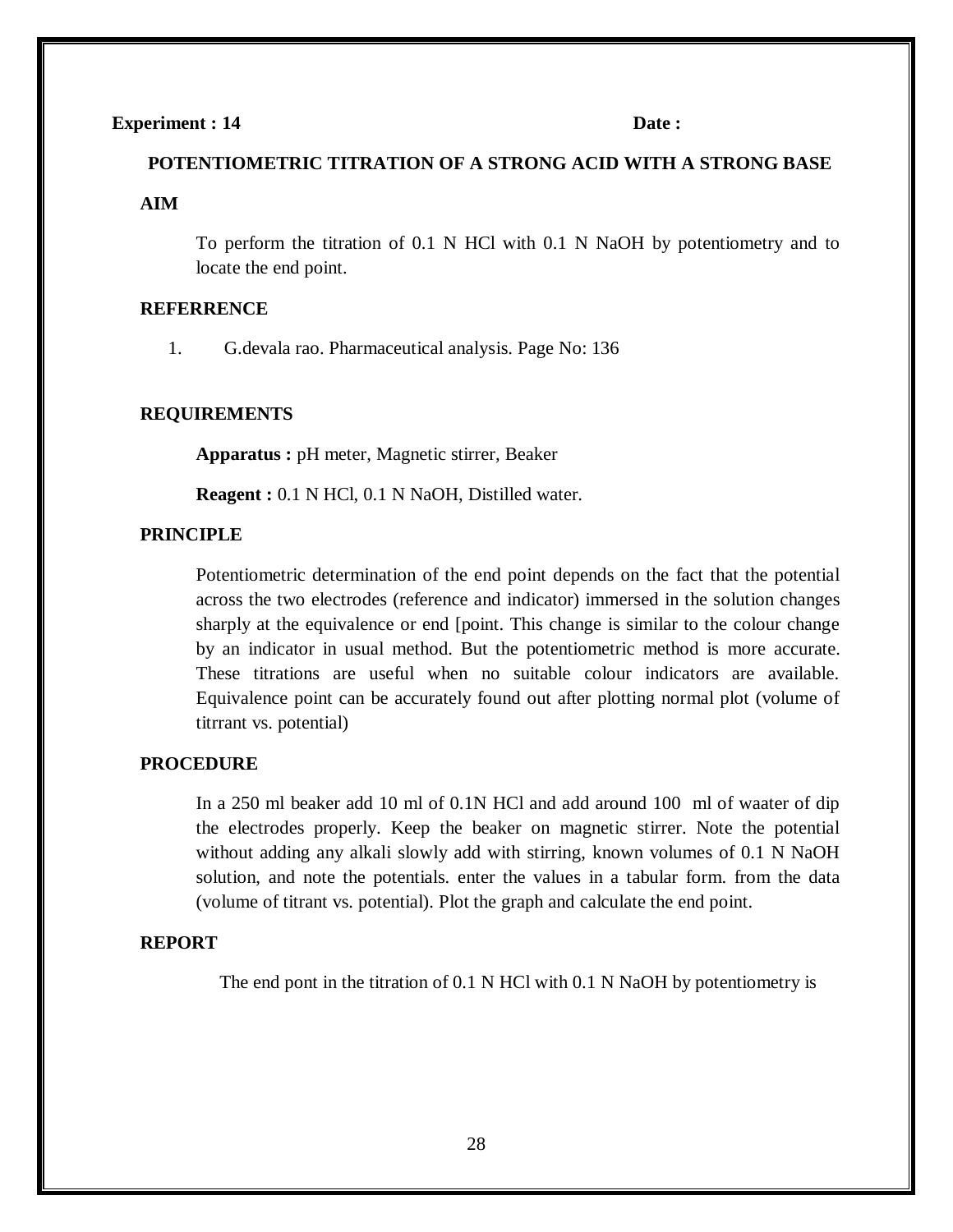**Experiment : 14** **Date :**

## POTENTIOMETRIC TITRATION OF A STRONG ACID WITH A STRONG BASE

### AIM

To perform the titration of 0.1 N HCl with 0.1 N NaOH by potentiometry and to locate the end point.

### REFERRENCE

1. G.devala rao. Pharmaceutical analysis. Page No: 136

### REQUIREMENTS

**Apparatus :** pH meter, Magnetic stirrer, Beaker

**Reagent :** 0.1 N HCl, 0.1 N NaOH, Distilled water.

### PRINCIPLE

Potentiometric determination of the end point depends on the fact that the potential across the two electrodes (reference and indicator) immersed in the solution changes sharply at the equivalence or end [point. This change is similar to the colour change by an indicator in usual method. But the potentiometric method is more accurate. These titrations are useful when no suitable colour indicators are available. Equivalence point can be accurately found out after plotting normal plot (volume of titrrant vs. potential)

### PROCEDURE

In a 250 ml beaker add 10 ml of 0.1N HCl and add around 100 ml of waater of dip the electrodes properly. Keep the beaker on magnetic stirrer. Note the potential without adding any alkali slowly add with stirring, known volumes of 0.1 N NaOH solution, and note the potentials. enter the values in a tabular form. from the data (volume of titrant vs. potential). Plot the graph and calculate the end point.

### REPORT

The end pont in the titration of 0.1 N HCl with 0.1 N NaOH by potentiometry is